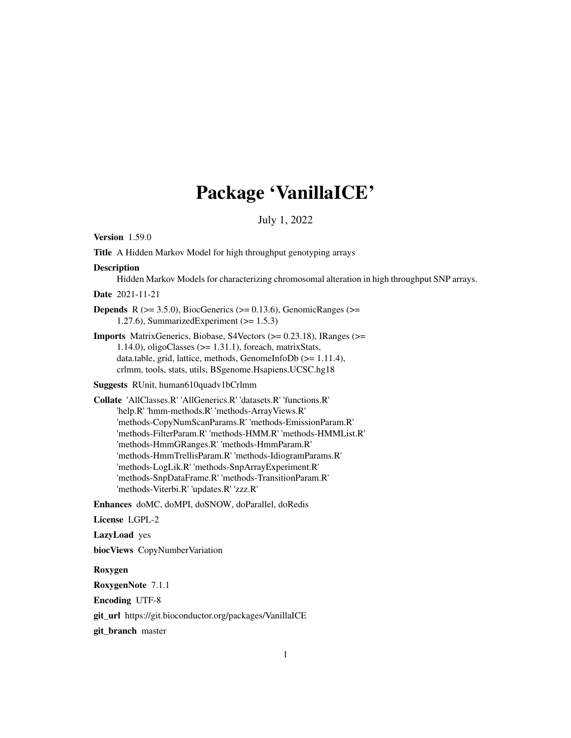# Package 'VanillaICE'

July 1, 2022

**Version** 1.59.0

**Title** A Hidden Markov Model for high throughput genotyping arrays

**Description**
Hidden Markov Models for characterizing chromosomal alteration in high throughput SNP arrays.

**Date** 2021-11-21

**Depends** R (>= 3.5.0), BiocGenerics (>= 0.13.6), GenomicRanges (>= 1.27.6), SummarizedExperiment (>= 1.5.3)

**Imports** MatrixGenerics, Biobase, S4Vectors (>= 0.23.18), IRanges (>= 1.14.0), oligoClasses (>= 1.31.1), foreach, matrixStats, data.table, grid, lattice, methods, GenomeInfoDb (>= 1.11.4), crlmm, tools, stats, utils, BSgenome.Hsapiens.UCSC.hg18

**Suggests** RUnit, human610quadv1bCrlmm

**Collate** 'AllClasses.R' 'AllGenerics.R' 'datasets.R' 'functions.R' 'help.R' 'hmm-methods.R' 'methods-ArrayViews.R' 'methods-CopyNumScanParams.R' 'methods-EmissionParam.R' 'methods-FilterParam.R' 'methods-HMM.R' 'methods-HMMList.R' 'methods-HmmGRanges.R' 'methods-HmmParam.R' 'methods-HmmTrellisParam.R' 'methods-IdiogramParams.R' 'methods-LogLik.R' 'methods-SnpArrayExperiment.R' 'methods-SnpDataFrame.R' 'methods-TransitionParam.R' 'methods-Viterbi.R' 'updates.R' 'zzz.R'

**Enhances** doMC, doMPI, doSNOW, doParallel, doRedis

**License** LGPL-2

**LazyLoad** yes

**biocViews** CopyNumberVariation

**Roxygen**

**RoxygenNote** 7.1.1

**Encoding** UTF-8

**git_url** https://git.bioconductor.org/packages/VanillaICE

**git_branch** master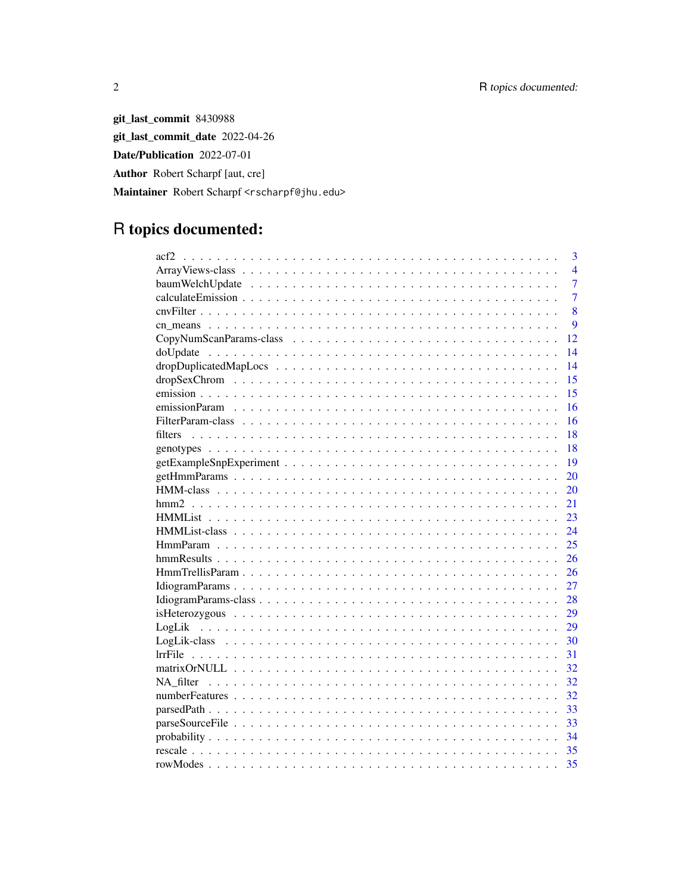**git_last_commit** 8430988

**git_last_commit_date** 2022-04-26

**Date/Publication** 2022-07-01

**Author** Robert Scharpf [aut, cre]

**Maintainer** Robert Scharpf <rscharpf@jhu.edu>

# R topics documented:

| Topic | Page |
|---|---|
| acf2 | 3 |
| ArrayViews-class | 4 |
| baumWelchUpdate | 7 |
| calculateEmission | 7 |
| cnvFilter | 8 |
| cn_means | 9 |
| CopyNumScanParams-class | 12 |
| doUpdate | 14 |
| dropDuplicatedMapLocs | 14 |
| dropSexChrom | 15 |
| emission | 15 |
| emissionParam | 16 |
| FilterParam-class | 16 |
| filters | 18 |
| genotypes | 18 |
| getExampleSnpExperiment | 19 |
| getHmmParams | 20 |
| HMM-class | 20 |
| hmm2 | 21 |
| HMMList | 23 |
| HMMList-class | 24 |
| HmmParam | 25 |
| hmmResults | 26 |
| HmmTrellisParam | 26 |
| IdiogramParams | 27 |
| IdiogramParams-class | 28 |
| isHeterozygous | 29 |
| LogLik | 29 |
| LogLik-class | 30 |
| lrrFile | 31 |
| matrixOrNULL | 32 |
| NA_filter | 32 |
| numberFeatures | 32 |
| parsedPath | 33 |
| parseSourceFile | 33 |
| probability | 34 |
| rescale | 35 |
| rowModes | 35 |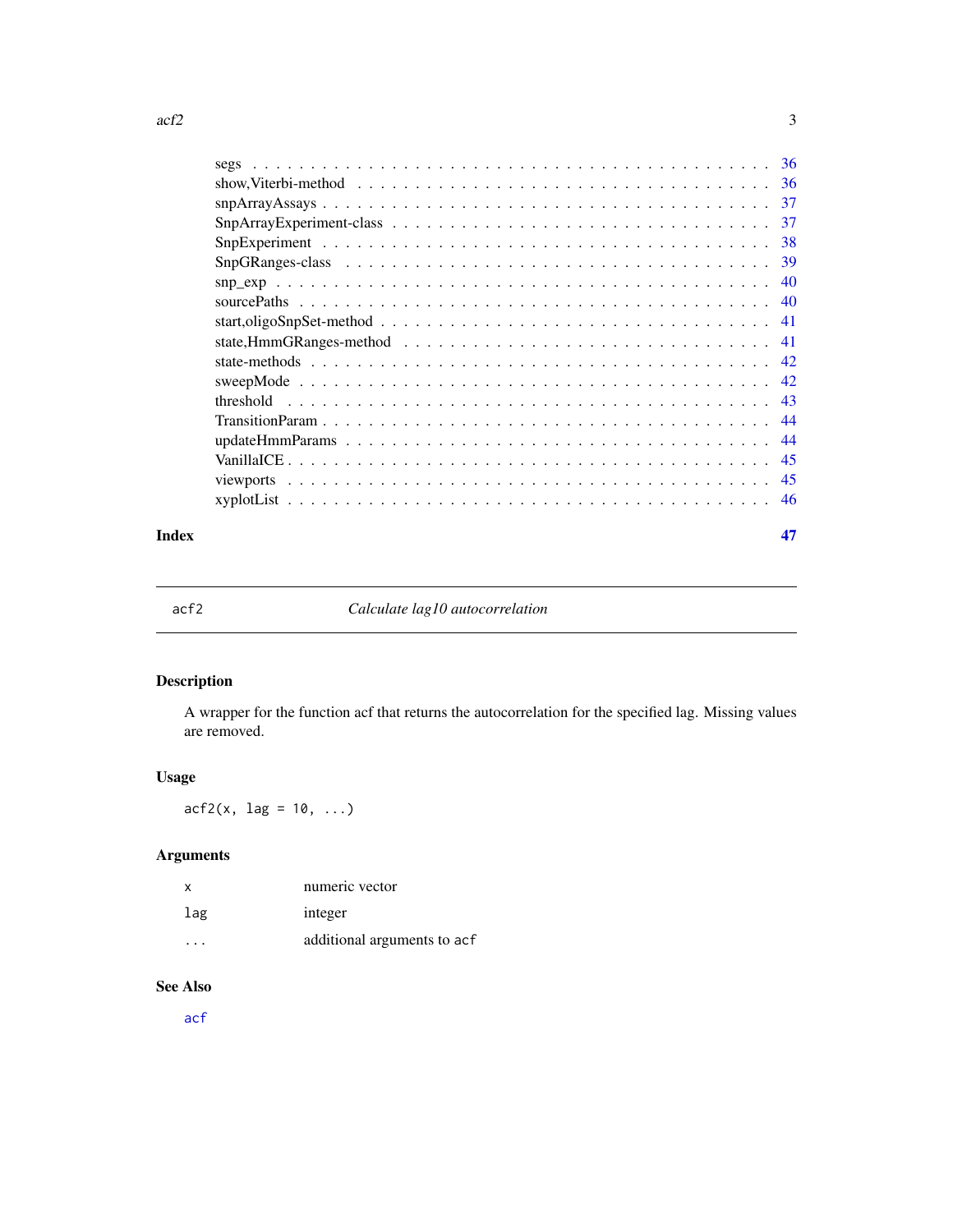segs . . . . . . . . . . . . . . . . . . . . . . . . . . . . . . . . . . . . . . . 36
show,Viterbi-method . . . . . . . . . . . . . . . . . . . . . . . . . . . . . . . . 36
snpArrayAssays . . . . . . . . . . . . . . . . . . . . . . . . . . . . . . . . . . 37
SnpArrayExperiment-class . . . . . . . . . . . . . . . . . . . . . . . . . . . . . 37
SnpExperiment . . . . . . . . . . . . . . . . . . . . . . . . . . . . . . . . . . . 38
SnpGRanges-class . . . . . . . . . . . . . . . . . . . . . . . . . . . . . . . . . 39
snp_exp . . . . . . . . . . . . . . . . . . . . . . . . . . . . . . . . . . . . . . 40
sourcePaths . . . . . . . . . . . . . . . . . . . . . . . . . . . . . . . . . . . . 40
start,oligoSnpSet-method . . . . . . . . . . . . . . . . . . . . . . . . . . . . . 41
state,HmmGRanges-method . . . . . . . . . . . . . . . . . . . . . . . . . . . . . 41
state-methods . . . . . . . . . . . . . . . . . . . . . . . . . . . . . . . . . . . 42
sweepMode . . . . . . . . . . . . . . . . . . . . . . . . . . . . . . . . . . . . . 42
threshold . . . . . . . . . . . . . . . . . . . . . . . . . . . . . . . . . . . . . 43
TransitionParam . . . . . . . . . . . . . . . . . . . . . . . . . . . . . . . . . . 44
updateHmmParams . . . . . . . . . . . . . . . . . . . . . . . . . . . . . . . . . 44
VanillaICE . . . . . . . . . . . . . . . . . . . . . . . . . . . . . . . . . . . . . 45
viewports . . . . . . . . . . . . . . . . . . . . . . . . . . . . . . . . . . . . . 45
xyplotList . . . . . . . . . . . . . . . . . . . . . . . . . . . . . . . . . . . . . 46

**Index** **47**

---

`acf2` *Calculate lag10 autocorrelation*

---

## Description

A wrapper for the function acf that returns the autocorrelation for the specified lag. Missing values are removed.

## Usage

```
acf2(x, lag = 10, ...)
```

## Arguments

| | |
|---|---|
| `x` | numeric vector |
| `lag` | integer |
| `...` | additional arguments to `acf` |

## See Also

`acf`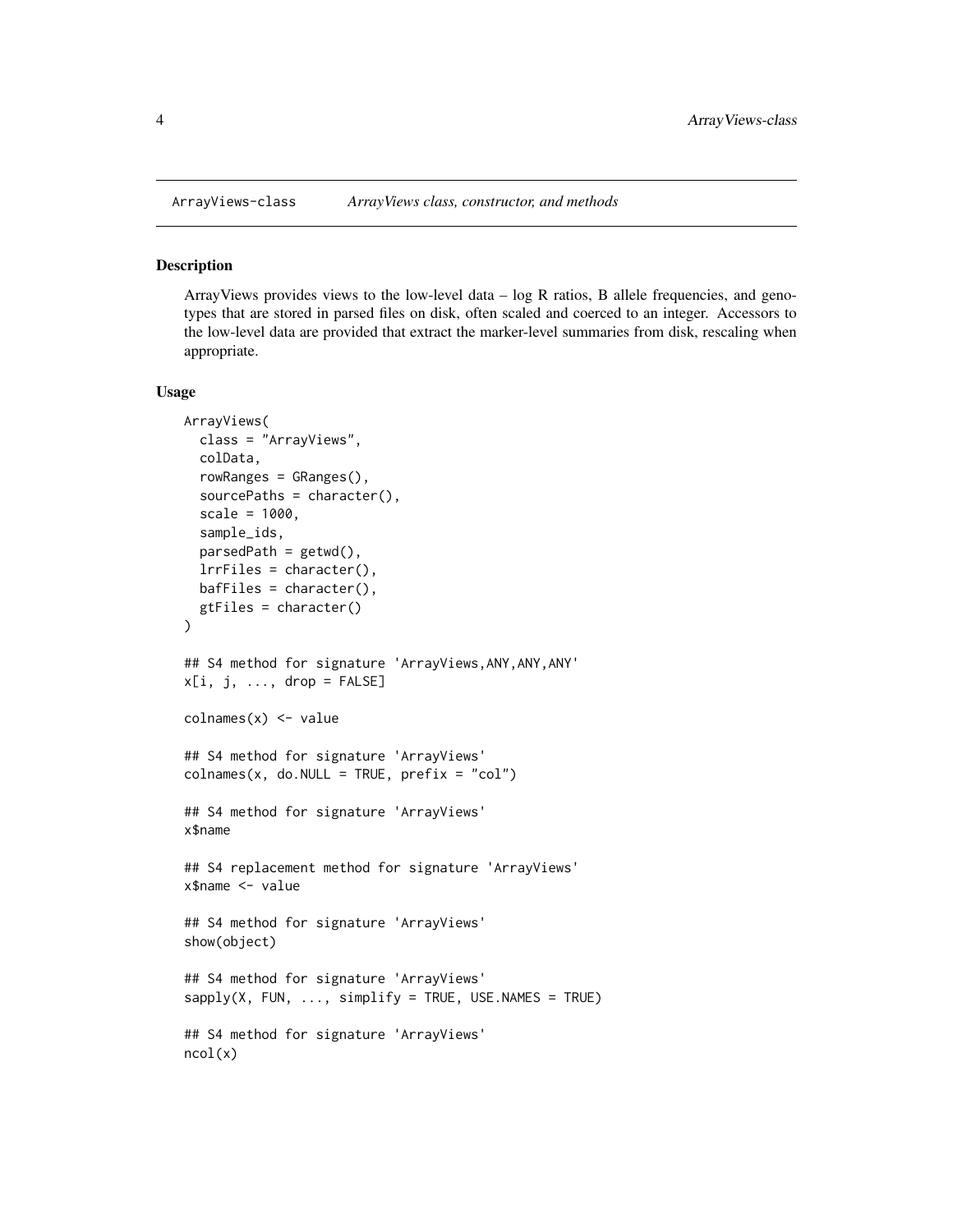ArrayViews-class *ArrayViews class, constructor, and methods*

## Description

ArrayViews provides views to the low-level data – log R ratios, B allele frequencies, and genotypes that are stored in parsed files on disk, often scaled and coerced to an integer. Accessors to the low-level data are provided that extract the marker-level summaries from disk, rescaling when appropriate.

## Usage

```
ArrayViews(
  class = "ArrayViews",
  colData,
  rowRanges = GRanges(),
  sourcePaths = character(),
  scale = 1000,
  sample_ids,
  parsedPath = getwd(),
  lrrFiles = character(),
  bafFiles = character(),
  gtFiles = character()
)

## S4 method for signature 'ArrayViews,ANY,ANY,ANY'
x[i, j, ..., drop = FALSE]

colnames(x) <- value

## S4 method for signature 'ArrayViews'
colnames(x, do.NULL = TRUE, prefix = "col")

## S4 method for signature 'ArrayViews'
x$name

## S4 replacement method for signature 'ArrayViews'
x$name <- value

## S4 method for signature 'ArrayViews'
show(object)

## S4 method for signature 'ArrayViews'
sapply(X, FUN, ..., simplify = TRUE, USE.NAMES = TRUE)

## S4 method for signature 'ArrayViews'
ncol(x)
```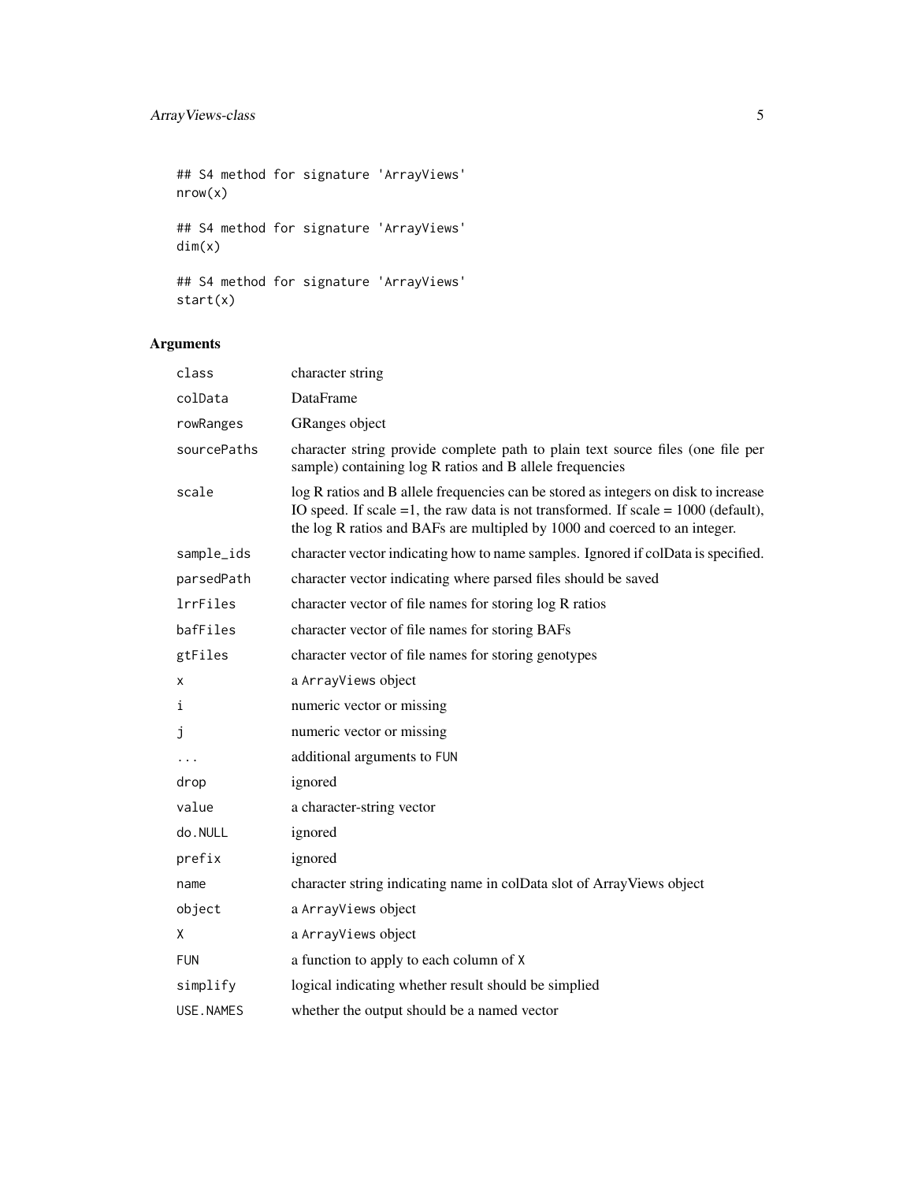```
## S4 method for signature 'ArrayViews'
nrow(x)

## S4 method for signature 'ArrayViews'
dim(x)

## S4 method for signature 'ArrayViews'
start(x)
```

### Arguments

| | |
|---|---|
| `class` | character string |
| `colData` | DataFrame |
| `rowRanges` | GRanges object |
| `sourcePaths` | character string provide complete path to plain text source files (one file per sample) containing log R ratios and B allele frequencies |
| `scale` | log R ratios and B allele frequencies can be stored as integers on disk to increase IO speed. If scale =1, the raw data is not transformed. If scale = 1000 (default), the log R ratios and BAFs are multipled by 1000 and coerced to an integer. |
| `sample_ids` | character vector indicating how to name samples. Ignored if colData is specified. |
| `parsedPath` | character vector indicating where parsed files should be saved |
| `lrrFiles` | character vector of file names for storing log R ratios |
| `bafFiles` | character vector of file names for storing BAFs |
| `gtFiles` | character vector of file names for storing genotypes |
| `x` | a `ArrayViews` object |
| `i` | numeric vector or missing |
| `j` | numeric vector or missing |
| `...` | additional arguments to `FUN` |
| `drop` | ignored |
| `value` | a character-string vector |
| `do.NULL` | ignored |
| `prefix` | ignored |
| `name` | character string indicating name in colData slot of ArrayViews object |
| `object` | a `ArrayViews` object |
| `X` | a `ArrayViews` object |
| `FUN` | a function to apply to each column of `X` |
| `simplify` | logical indicating whether result should be simplied |
| `USE.NAMES` | whether the output should be a named vector |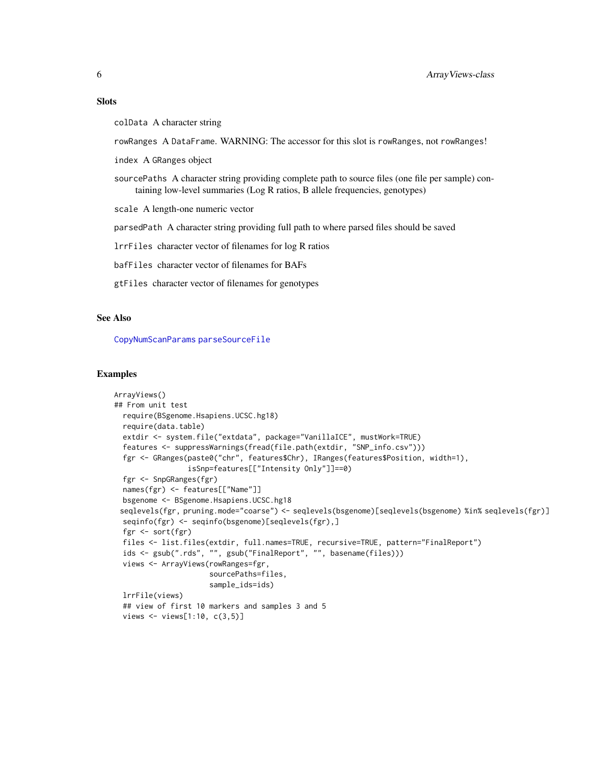## Slots

`colData` A character string

`rowRanges` A `DataFrame`. WARNING: The accessor for this slot is `rowRanges`, not `rowRanges`!

`index` A `GRanges` object

`sourcePaths` A character string providing complete path to source files (one file per sample) containing low-level summaries (Log R ratios, B allele frequencies, genotypes)

`scale` A length-one numeric vector

`parsedPath` A character string providing full path to where parsed files should be saved

`lrrFiles` character vector of filenames for log R ratios

`bafFiles` character vector of filenames for BAFs

`gtFiles` character vector of filenames for genotypes

## See Also

`CopyNumScanParams` `parseSourceFile`

## Examples

```
ArrayViews()
## From unit test
  require(BSgenome.Hsapiens.UCSC.hg18)
  require(data.table)
  extdir <- system.file("extdata", package="VanillaICE", mustWork=TRUE)
  features <- suppressWarnings(fread(file.path(extdir, "SNP_info.csv")))
  fgr <- GRanges(paste0("chr", features$Chr), IRanges(features$Position, width=1),
                 isSnp=features[["Intensity Only"]]==0)
  fgr <- SnpGRanges(fgr)
  names(fgr) <- features[["Name"]]
  bsgenome <- BSgenome.Hsapiens.UCSC.hg18
 seqlevels(fgr, pruning.mode="coarse") <- seqlevels(bsgenome)[seqlevels(bsgenome) %in% seqlevels(fgr)]
  seqinfo(fgr) <- seqinfo(bsgenome)[seqlevels(fgr),]
  fgr <- sort(fgr)
  files <- list.files(extdir, full.names=TRUE, recursive=TRUE, pattern="FinalReport")
  ids <- gsub(".rds", "", gsub("FinalReport", "", basename(files)))
  views <- ArrayViews(rowRanges=fgr,
                      sourcePaths=files,
                      sample_ids=ids)
  lrrFile(views)
  ## view of first 10 markers and samples 3 and 5
  views <- views[1:10, c(3,5)]
```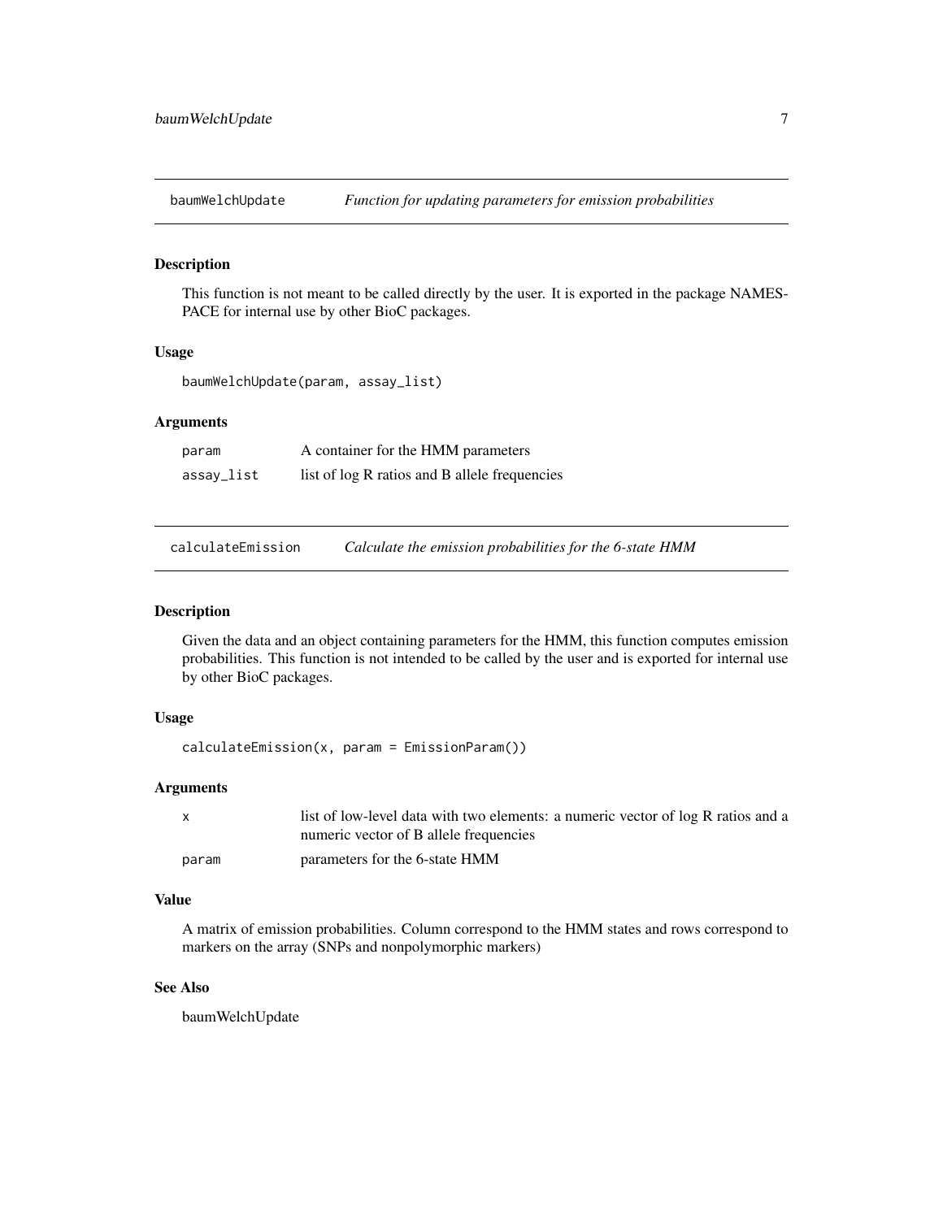## baumWelchUpdate — *Function for updating parameters for emission probabilities*

### Description

This function is not meant to be called directly by the user. It is exported in the package NAMESPACE for internal use by other BioC packages.

### Usage

```
baumWelchUpdate(param, assay_list)
```

### Arguments

| | |
|---|---|
| param | A container for the HMM parameters |
| assay_list | list of log R ratios and B allele frequencies |

## calculateEmission — *Calculate the emission probabilities for the 6-state HMM*

### Description

Given the data and an object containing parameters for the HMM, this function computes emission probabilities. This function is not intended to be called by the user and is exported for internal use by other BioC packages.

### Usage

```
calculateEmission(x, param = EmissionParam())
```

### Arguments

| | |
|---|---|
| x | list of low-level data with two elements: a numeric vector of log R ratios and a numeric vector of B allele frequencies |
| param | parameters for the 6-state HMM |

### Value

A matrix of emission probabilities. Column correspond to the HMM states and rows correspond to markers on the array (SNPs and nonpolymorphic markers)

### See Also

baumWelchUpdate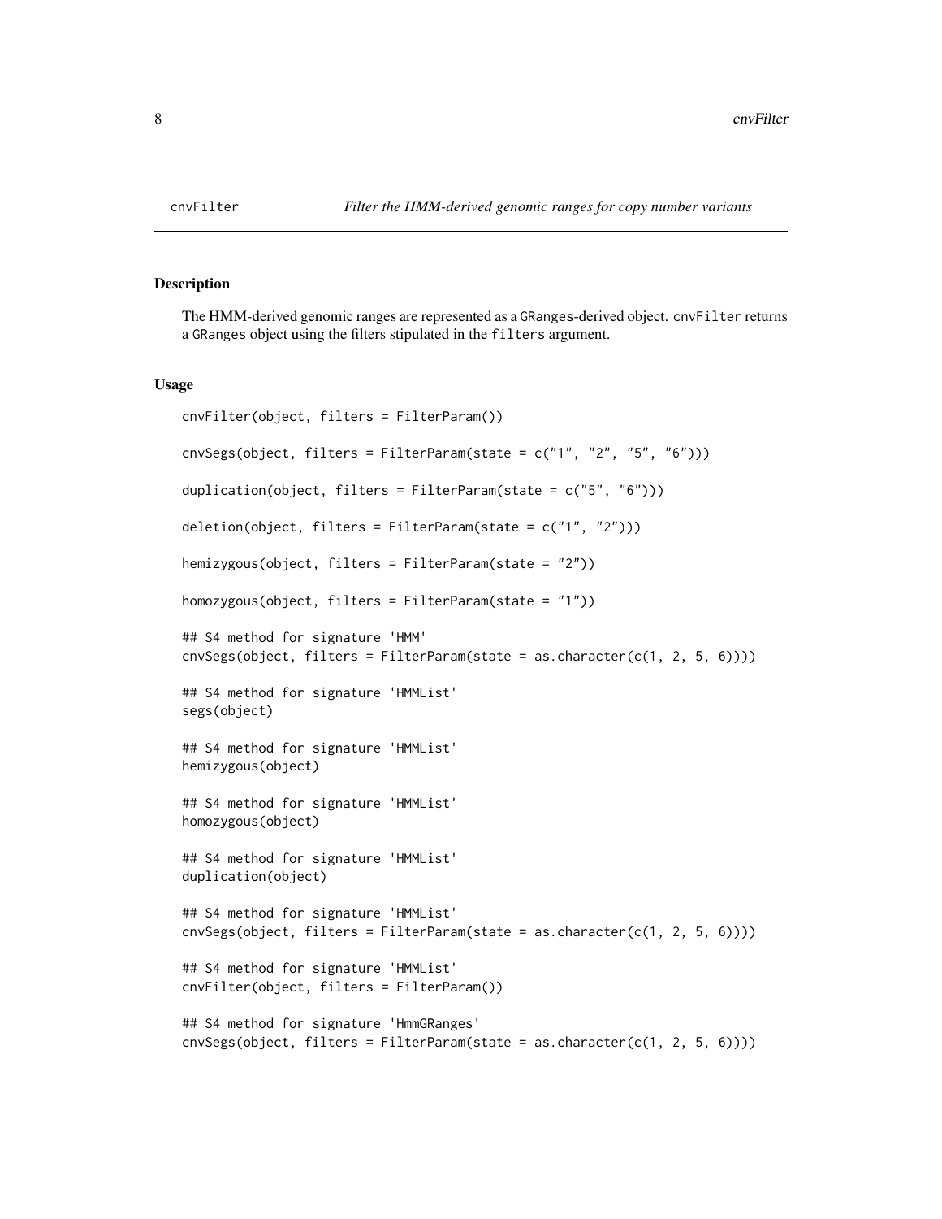# cnvFilter — *Filter the HMM-derived genomic ranges for copy number variants*

## Description

The HMM-derived genomic ranges are represented as a GRanges-derived object. cnvFilter returns a GRanges object using the filters stipulated in the filters argument.

## Usage

```
cnvFilter(object, filters = FilterParam())

cnvSegs(object, filters = FilterParam(state = c("1", "2", "5", "6")))

duplication(object, filters = FilterParam(state = c("5", "6")))

deletion(object, filters = FilterParam(state = c("1", "2")))

hemizygous(object, filters = FilterParam(state = "2"))

homozygous(object, filters = FilterParam(state = "1"))

## S4 method for signature 'HMM'
cnvSegs(object, filters = FilterParam(state = as.character(c(1, 2, 5, 6))))

## S4 method for signature 'HMMList'
segs(object)

## S4 method for signature 'HMMList'
hemizygous(object)

## S4 method for signature 'HMMList'
homozygous(object)

## S4 method for signature 'HMMList'
duplication(object)

## S4 method for signature 'HMMList'
cnvSegs(object, filters = FilterParam(state = as.character(c(1, 2, 5, 6))))

## S4 method for signature 'HMMList'
cnvFilter(object, filters = FilterParam())

## S4 method for signature 'HmmGRanges'
cnvSegs(object, filters = FilterParam(state = as.character(c(1, 2, 5, 6))))
```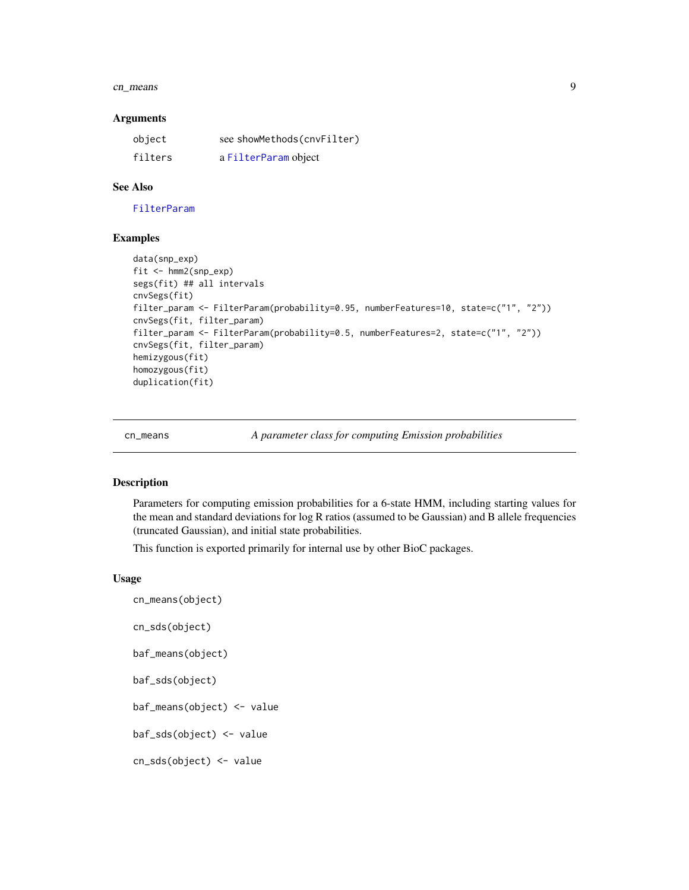### Arguments

| | |
|---|---|
| object | see showMethods(cnvFilter) |
| filters | a FilterParam object |

### See Also

FilterParam

### Examples

```
data(snp_exp)
fit <- hmm2(snp_exp)
segs(fit) ## all intervals
cnvSegs(fit)
filter_param <- FilterParam(probability=0.95, numberFeatures=10, state=c("1", "2"))
cnvSegs(fit, filter_param)
filter_param <- FilterParam(probability=0.5, numberFeatures=2, state=c("1", "2"))
cnvSegs(fit, filter_param)
hemizygous(fit)
homozygous(fit)
duplication(fit)
```

---

## cn_means — *A parameter class for computing Emission probabilities*

### Description

Parameters for computing emission probabilities for a 6-state HMM, including starting values for the mean and standard deviations for log R ratios (assumed to be Gaussian) and B allele frequencies (truncated Gaussian), and initial state probabilities.

This function is exported primarily for internal use by other BioC packages.

### Usage

```
cn_means(object)

cn_sds(object)

baf_means(object)

baf_sds(object)

baf_means(object) <- value

baf_sds(object) <- value

cn_sds(object) <- value
```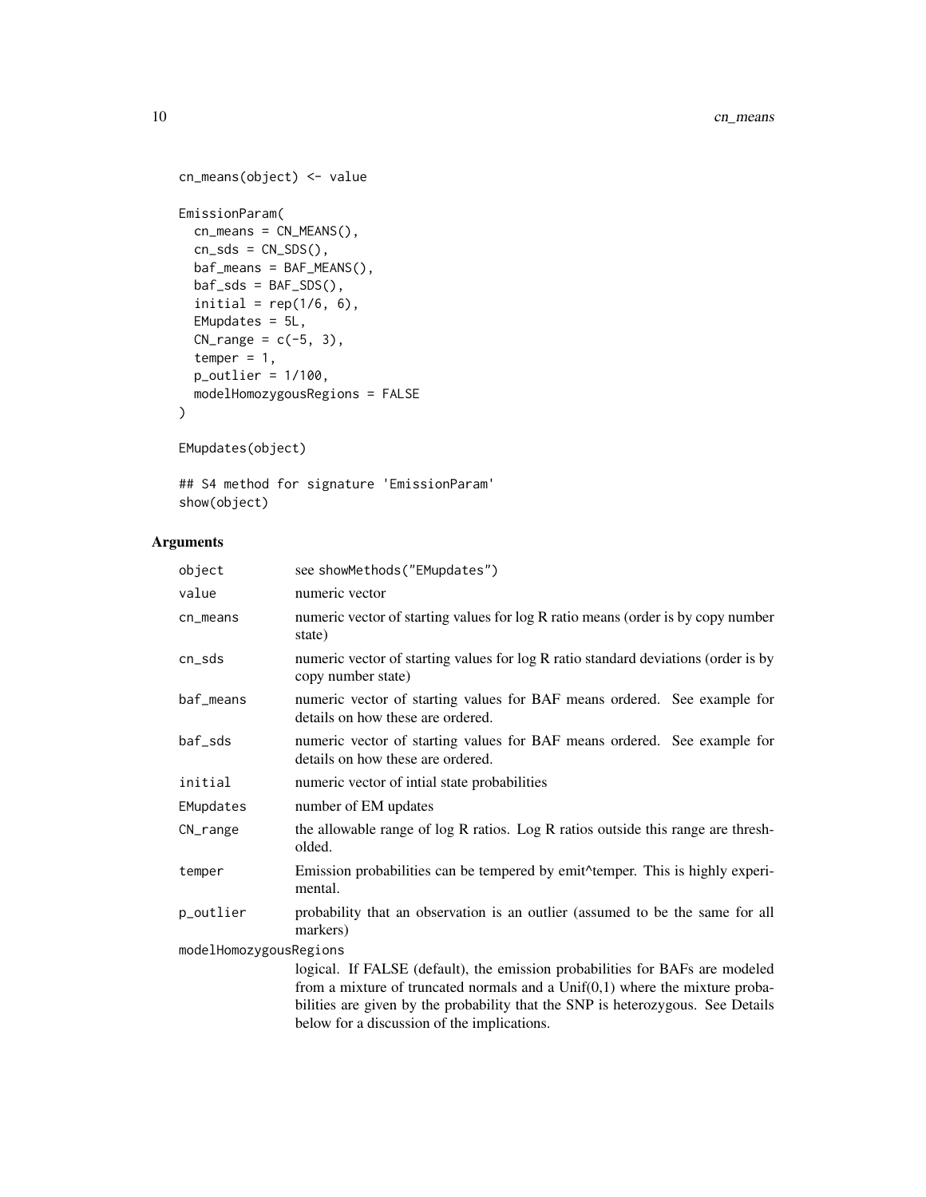```
cn_means(object) <- value

EmissionParam(
  cn_means = CN_MEANS(),
  cn_sds = CN_SDS(),
  baf_means = BAF_MEANS(),
  baf_sds = BAF_SDS(),
  initial = rep(1/6, 6),
  EMupdates = 5L,
  CN_range = c(-5, 3),
  temper = 1,
  p_outlier = 1/100,
  modelHomozygousRegions = FALSE
)

EMupdates(object)

## S4 method for signature 'EmissionParam'
show(object)
```

## Arguments

| | |
|---|---|
| `object` | see `showMethods("EMupdates")` |
| `value` | numeric vector |
| `cn_means` | numeric vector of starting values for log R ratio means (order is by copy number state) |
| `cn_sds` | numeric vector of starting values for log R ratio standard deviations (order is by copy number state) |
| `baf_means` | numeric vector of starting values for BAF means ordered. See example for details on how these are ordered. |
| `baf_sds` | numeric vector of starting values for BAF means ordered. See example for details on how these are ordered. |
| `initial` | numeric vector of intial state probabilities |
| `EMupdates` | number of EM updates |
| `CN_range` | the allowable range of log R ratios. Log R ratios outside this range are thresholded. |
| `temper` | Emission probabilities can be tempered by emit^temper. This is highly experimental. |
| `p_outlier` | probability that an observation is an outlier (assumed to be the same for all markers) |
| `modelHomozygousRegions` | logical. If FALSE (default), the emission probabilities for BAFs are modeled from a mixture of truncated normals and a Unif(0,1) where the mixture probabilities are given by the probability that the SNP is heterozygous. See Details below for a discussion of the implications. |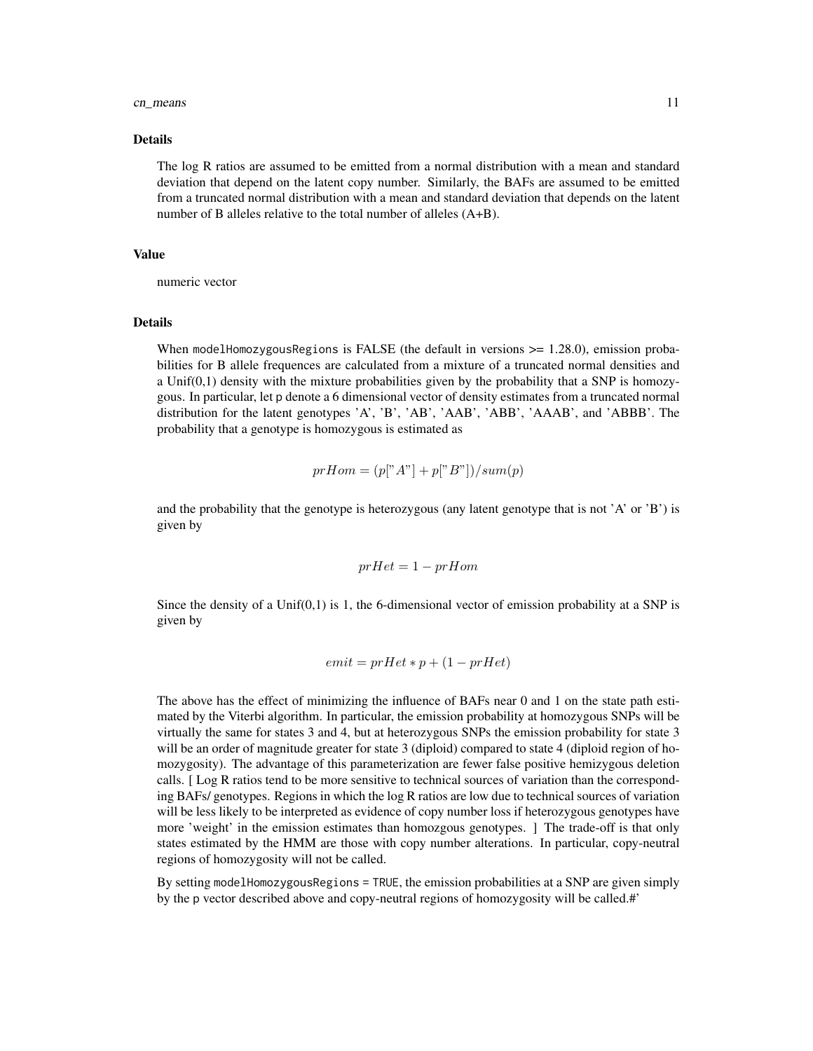## Details

The log R ratios are assumed to be emitted from a normal distribution with a mean and standard deviation that depend on the latent copy number. Similarly, the BAFs are assumed to be emitted from a truncated normal distribution with a mean and standard deviation that depends on the latent number of B alleles relative to the total number of alleles (A+B).

## Value

numeric vector

## Details

When `modelHomozygousRegions` is FALSE (the default in versions >= 1.28.0), emission probabilities for B allele frequences are calculated from a mixture of a truncated normal densities and a Unif(0,1) density with the mixture probabilities given by the probability that a SNP is homozygous. In particular, let `p` denote a 6 dimensional vector of density estimates from a truncated normal distribution for the latent genotypes 'A', 'B', 'AB', 'AAB', 'ABB', 'AAAB', and 'ABBB'. The probability that a genotype is homozygous is estimated as

$$prHom = (p["A"] + p["B"])/sum(p)$$

and the probability that the genotype is heterozygous (any latent genotype that is not 'A' or 'B') is given by

$$prHet = 1 - prHom$$

Since the density of a Unif(0,1) is 1, the 6-dimensional vector of emission probability at a SNP is given by

$$emit = prHet * p + (1 - prHet)$$

The above has the effect of minimizing the influence of BAFs near 0 and 1 on the state path estimated by the Viterbi algorithm. In particular, the emission probability at homozygous SNPs will be virtually the same for states 3 and 4, but at heterozygous SNPs the emission probability for state 3 will be an order of magnitude greater for state 3 (diploid) compared to state 4 (diploid region of homozygosity). The advantage of this parameterization are fewer false positive hemizygous deletion calls. [ Log R ratios tend to be more sensitive to technical sources of variation than the corresponding BAFs/ genotypes. Regions in which the log R ratios are low due to technical sources of variation will be less likely to be interpreted as evidence of copy number loss if heterozygous genotypes have more 'weight' in the emission estimates than homozgous genotypes. ] The trade-off is that only states estimated by the HMM are those with copy number alterations. In particular, copy-neutral regions of homozygosity will not be called.

By setting `modelHomozygousRegions = TRUE`, the emission probabilities at a SNP are given simply by the `p` vector described above and copy-neutral regions of homozygosity will be called.#'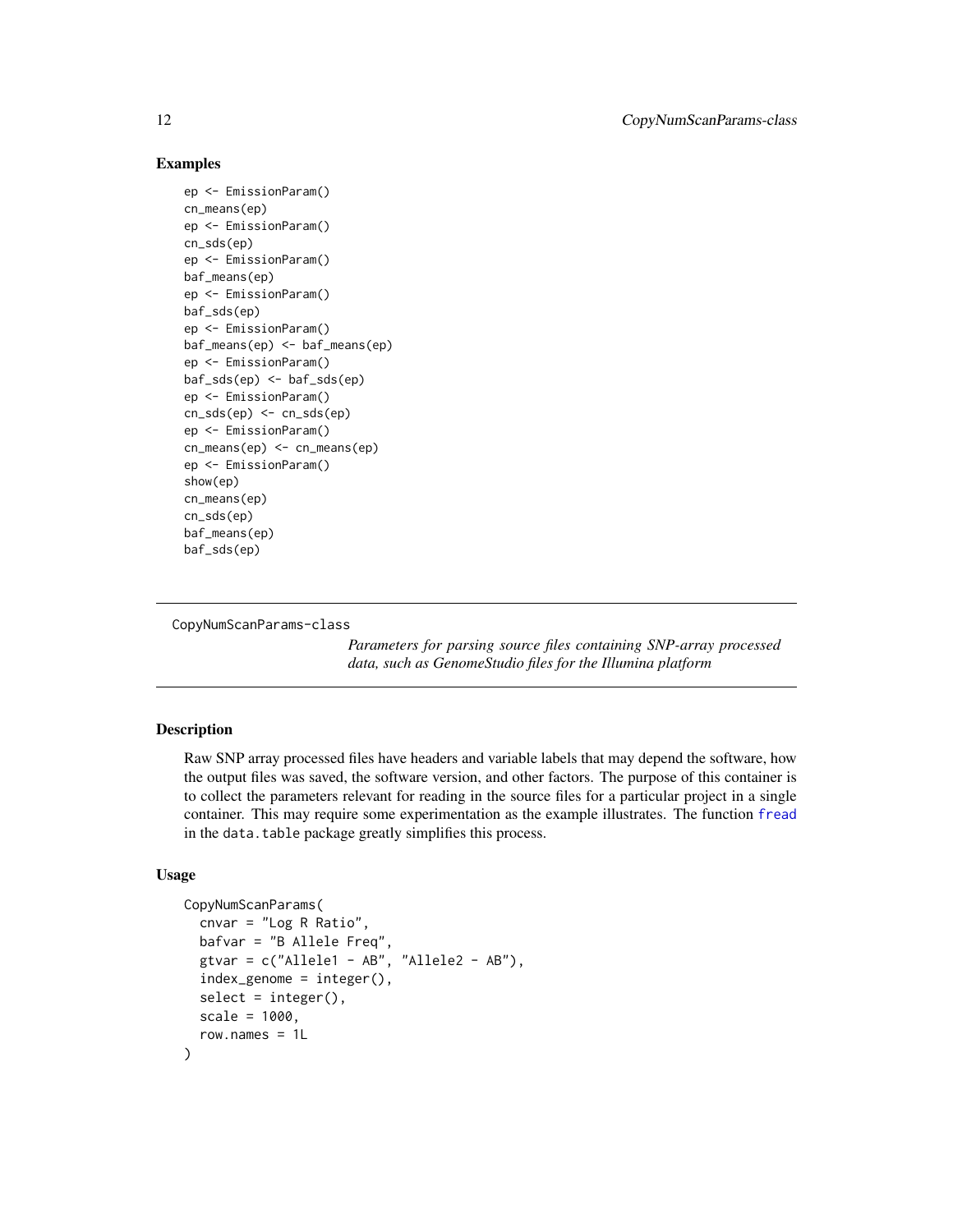### Examples

```
ep <- EmissionParam()
cn_means(ep)
ep <- EmissionParam()
cn_sds(ep)
ep <- EmissionParam()
baf_means(ep)
ep <- EmissionParam()
baf_sds(ep)
ep <- EmissionParam()
baf_means(ep) <- baf_means(ep)
ep <- EmissionParam()
baf_sds(ep) <- baf_sds(ep)
ep <- EmissionParam()
cn_sds(ep) <- cn_sds(ep)
ep <- EmissionParam()
cn_means(ep) <- cn_means(ep)
ep <- EmissionParam()
show(ep)
cn_means(ep)
cn_sds(ep)
baf_means(ep)
baf_sds(ep)
```

---

## CopyNumScanParams-class

*Parameters for parsing source files containing SNP-array processed data, such as GenomeStudio files for the Illumina platform*

---

### Description

Raw SNP array processed files have headers and variable labels that may depend the software, how the output files was saved, the software version, and other factors. The purpose of this container is to collect the parameters relevant for reading in the source files for a particular project in a single container. This may require some experimentation as the example illustrates. The function fread in the data.table package greatly simplifies this process.

### Usage

```
CopyNumScanParams(
  cnvar = "Log R Ratio",
  bafvar = "B Allele Freq",
  gtvar = c("Allele1 - AB", "Allele2 - AB"),
  index_genome = integer(),
  select = integer(),
  scale = 1000,
  row.names = 1L
)
```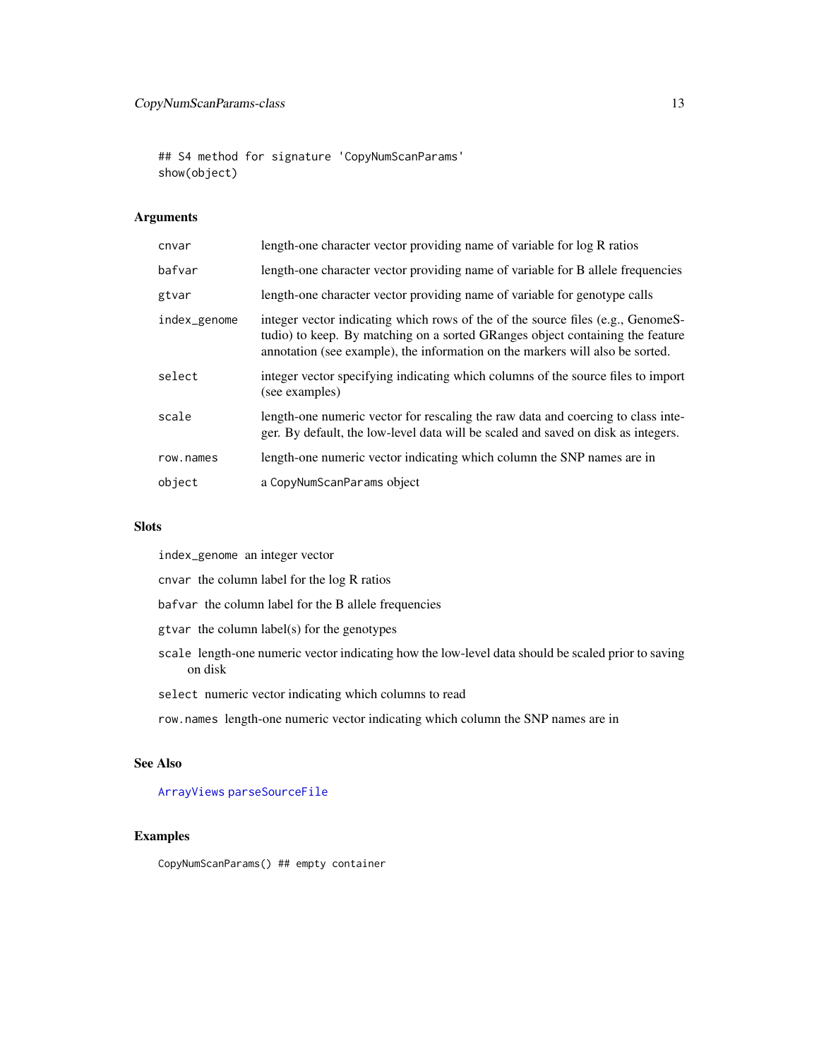```
## S4 method for signature 'CopyNumScanParams'
show(object)
```

## Arguments

| | |
|---|---|
| cnvar | length-one character vector providing name of variable for log R ratios |
| bafvar | length-one character vector providing name of variable for B allele frequencies |
| gtvar | length-one character vector providing name of variable for genotype calls |
| index_genome | integer vector indicating which rows of the of the source files (e.g., GenomeStudio) to keep. By matching on a sorted GRanges object containing the feature annotation (see example), the information on the markers will also be sorted. |
| select | integer vector specifying indicating which columns of the source files to import (see examples) |
| scale | length-one numeric vector for rescaling the raw data and coercing to class integer. By default, the low-level data will be scaled and saved on disk as integers. |
| row.names | length-one numeric vector indicating which column the SNP names are in |
| object | a CopyNumScanParams object |

## Slots

- `index_genome` an integer vector
- `cnvar` the column label for the log R ratios
- `bafvar` the column label for the B allele frequencies
- `gtvar` the column label(s) for the genotypes
- `scale` length-one numeric vector indicating how the low-level data should be scaled prior to saving on disk
- `select` numeric vector indicating which columns to read
- `row.names` length-one numeric vector indicating which column the SNP names are in

## See Also

ArrayViews parseSourceFile

## Examples

```
CopyNumScanParams() ## empty container
```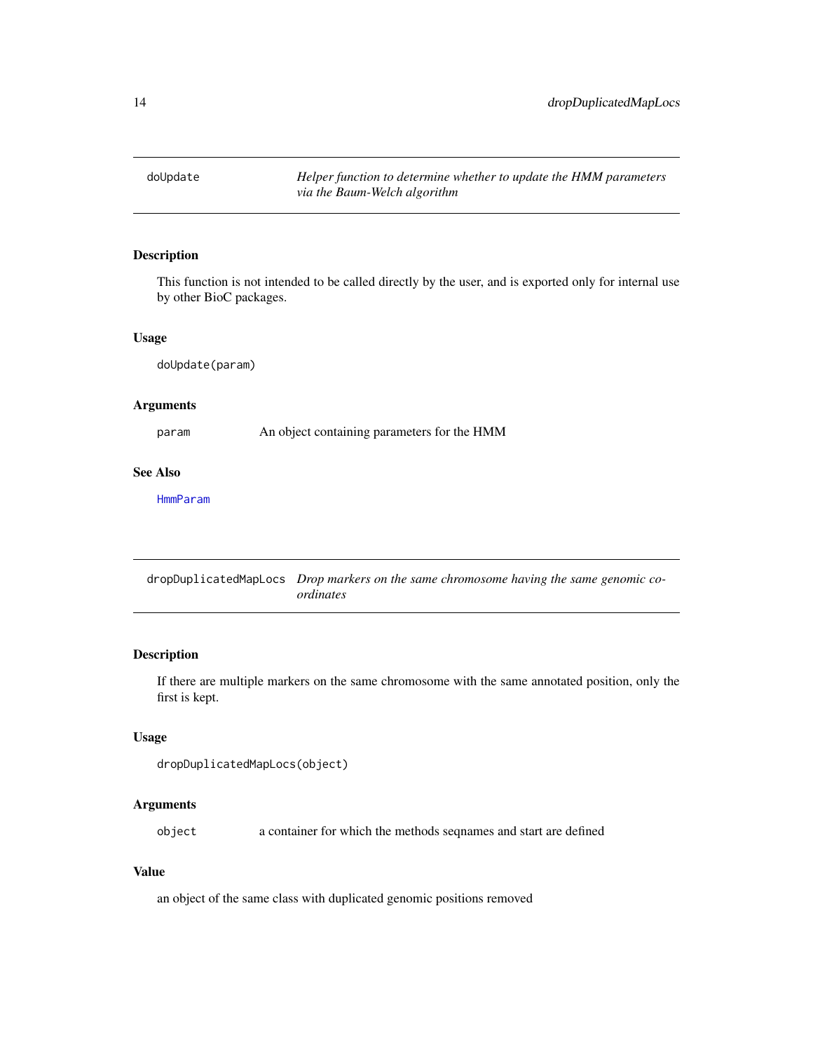## doUpdate

*Helper function to determine whether to update the HMM parameters via the Baum-Welch algorithm*

### Description

This function is not intended to be called directly by the user, and is exported only for internal use by other BioC packages.

### Usage

```
doUpdate(param)
```

### Arguments

| | |
|---|---|
| param | An object containing parameters for the HMM |

### See Also

HmmParam

## dropDuplicatedMapLocs

*Drop markers on the same chromosome having the same genomic coordinates*

### Description

If there are multiple markers on the same chromosome with the same annotated position, only the first is kept.

### Usage

```
dropDuplicatedMapLocs(object)
```

### Arguments

| | |
|---|---|
| object | a container for which the methods seqnames and start are defined |

### Value

an object of the same class with duplicated genomic positions removed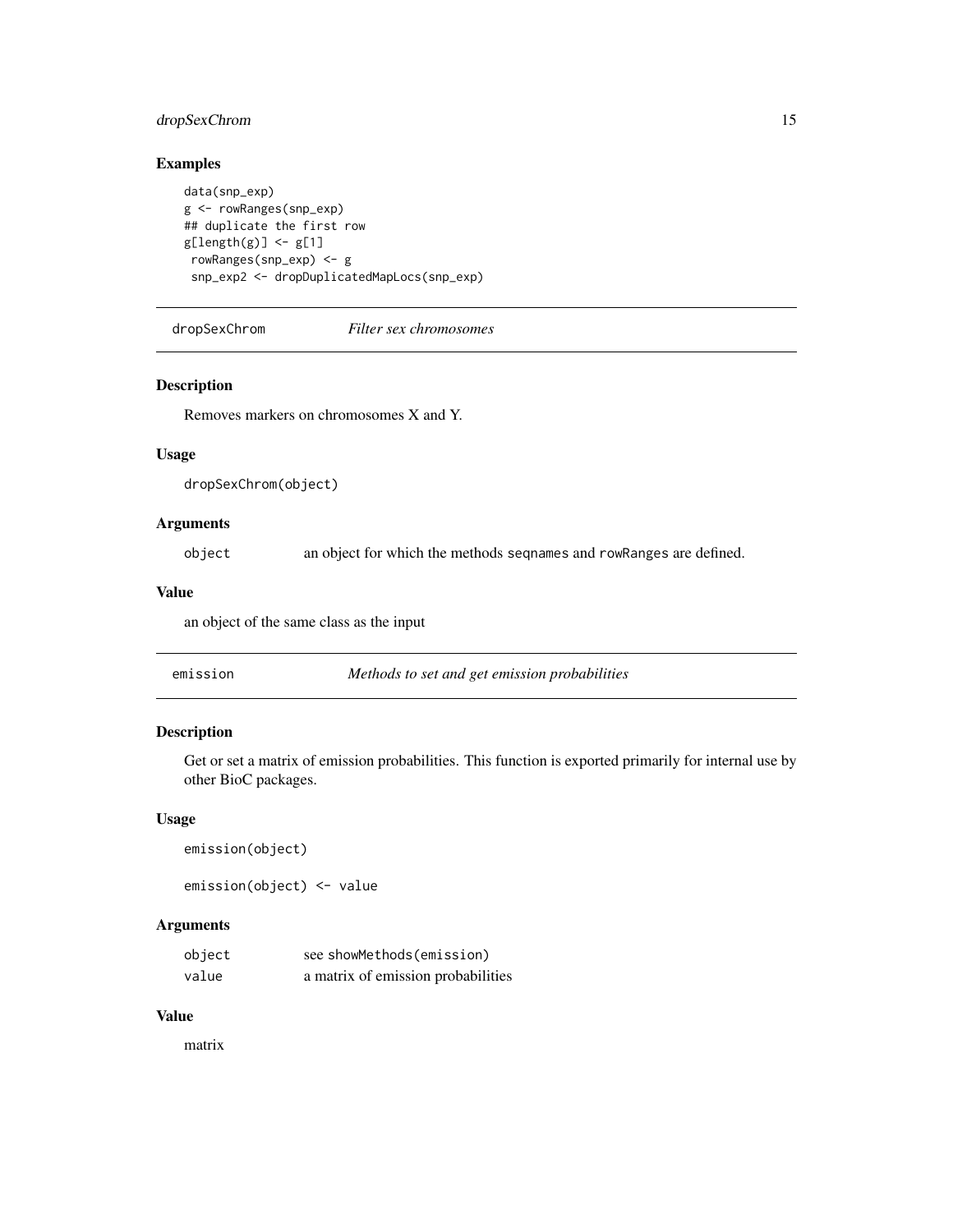## Examples

```
data(snp_exp)
g <- rowRanges(snp_exp)
## duplicate the first row
g[length(g)] <- g[1]
 rowRanges(snp_exp) <- g
 snp_exp2 <- dropDuplicatedMapLocs(snp_exp)
```

---

# dropSexChrom *Filter sex chromosomes*

## Description

Removes markers on chromosomes X and Y.

## Usage

```
dropSexChrom(object)
```

## Arguments

| | |
|---|---|
| object | an object for which the methods `seqnames` and `rowRanges` are defined. |

## Value

an object of the same class as the input

---

# emission *Methods to set and get emission probabilities*

## Description

Get or set a matrix of emission probabilities. This function is exported primarily for internal use by other BioC packages.

## Usage

```
emission(object)

emission(object) <- value
```

## Arguments

| | |
|---|---|
| object | see `showMethods(emission)` |
| value | a matrix of emission probabilities |

## Value

matrix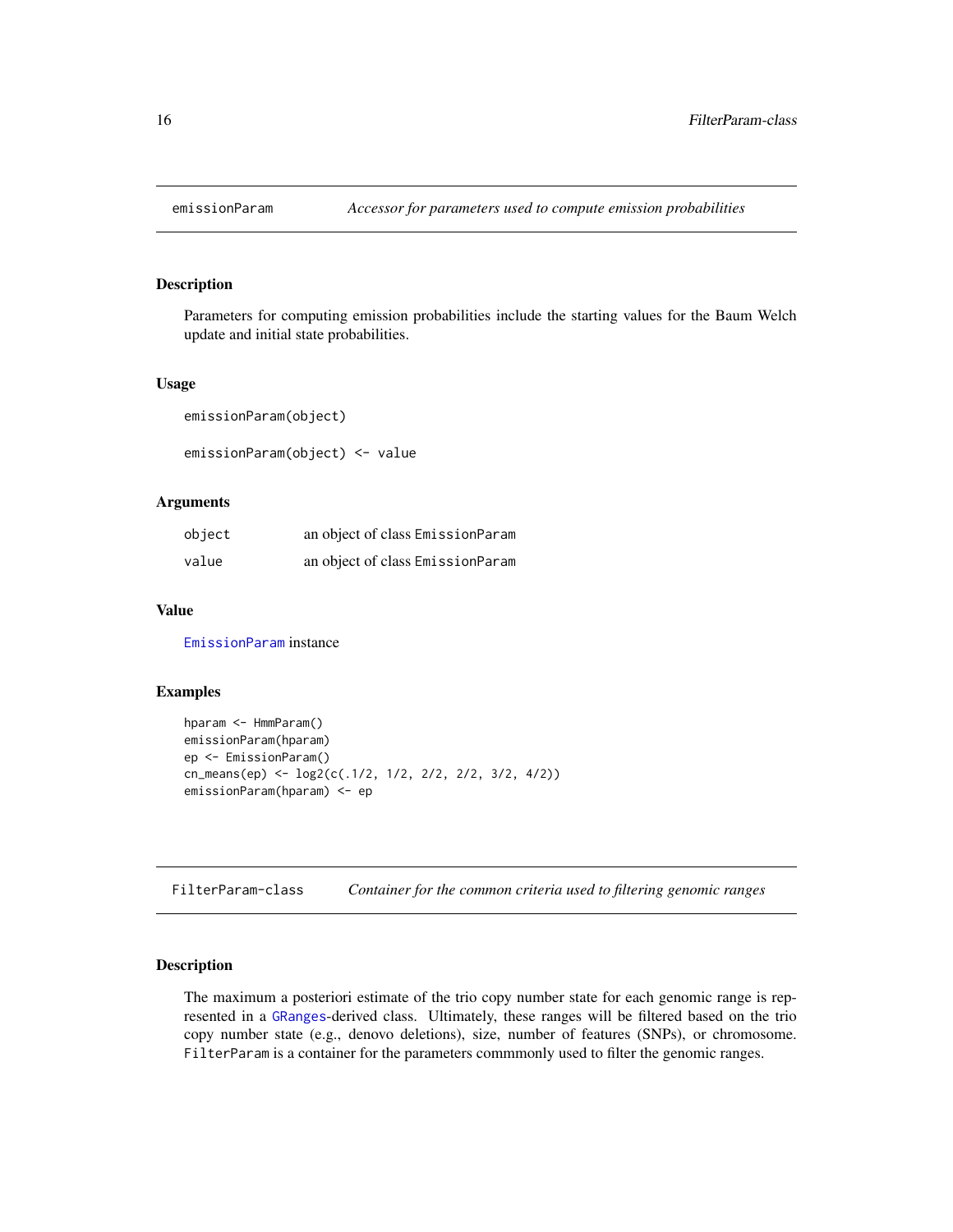## emissionParam — *Accessor for parameters used to compute emission probabilities*

### Description

Parameters for computing emission probabilities include the starting values for the Baum Welch update and initial state probabilities.

### Usage

```
emissionParam(object)

emissionParam(object) <- value
```

### Arguments

| | |
|---|---|
| object | an object of class EmissionParam |
| value | an object of class EmissionParam |

### Value

EmissionParam instance

### Examples

```
hparam <- HmmParam()
emissionParam(hparam)
ep <- EmissionParam()
cn_means(ep) <- log2(c(.1/2, 1/2, 2/2, 2/2, 3/2, 4/2))
emissionParam(hparam) <- ep
```

## FilterParam-class — *Container for the common criteria used to filtering genomic ranges*

### Description

The maximum a posteriori estimate of the trio copy number state for each genomic range is represented in a GRanges-derived class. Ultimately, these ranges will be filtered based on the trio copy number state (e.g., denovo deletions), size, number of features (SNPs), or chromosome. FilterParam is a container for the parameters commmonly used to filter the genomic ranges.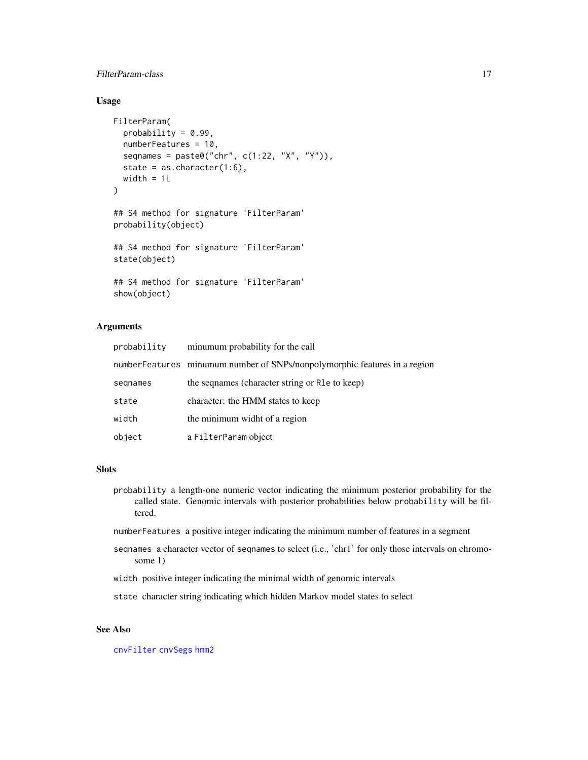## Usage

```
FilterParam(
  probability = 0.99,
  numberFeatures = 10,
  seqnames = paste0("chr", c(1:22, "X", "Y")),
  state = as.character(1:6),
  width = 1L
)

## S4 method for signature 'FilterParam'
probability(object)

## S4 method for signature 'FilterParam'
state(object)

## S4 method for signature 'FilterParam'
show(object)
```

## Arguments

| | |
|---|---|
| `probability` | minumum probability for the call |
| `numberFeatures` | minumum number of SNPs/nonpolymorphic features in a region |
| `seqnames` | the seqnames (character string or `Rle` to keep) |
| `state` | character: the HMM states to keep |
| `width` | the minimum widht of a region |
| `object` | a `FilterParam` object |

## Slots

`probability` a length-one numeric vector indicating the minimum posterior probability for the called state. Genomic intervals with posterior probabilities below `probability` will be filtered.

`numberFeatures` a positive integer indicating the minimum number of features in a segment

`seqnames` a character vector of `seqnames` to select (i.e., 'chr1' for only those intervals on chromosome 1)

`width` positive integer indicating the minimal width of genomic intervals

`state` character string indicating which hidden Markov model states to select

## See Also

`cnvFilter` `cnvSegs` `hmm2`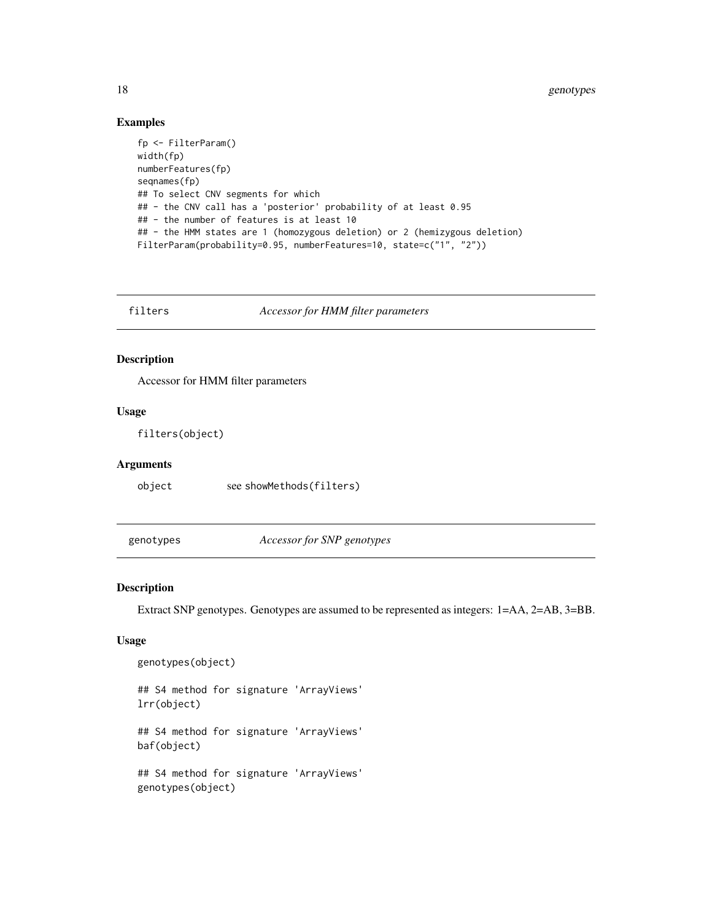## Examples

```
fp <- FilterParam()
width(fp)
numberFeatures(fp)
seqnames(fp)
## To select CNV segments for which
## - the CNV call has a 'posterior' probability of at least 0.95
## - the number of features is at least 10
## - the HMM states are 1 (homozygous deletion) or 2 (hemizygous deletion)
FilterParam(probability=0.95, numberFeatures=10, state=c("1", "2"))
```

---

# filters &nbsp;&nbsp;&nbsp;&nbsp; *Accessor for HMM filter parameters*

---

## Description

Accessor for HMM filter parameters

## Usage

```
filters(object)
```

## Arguments

| | |
|---|---|
| object | see `showMethods(filters)` |

---

# genotypes &nbsp;&nbsp;&nbsp;&nbsp; *Accessor for SNP genotypes*

---

## Description

Extract SNP genotypes. Genotypes are assumed to be represented as integers: 1=AA, 2=AB, 3=BB.

## Usage

```
genotypes(object)

## S4 method for signature 'ArrayViews'
lrr(object)

## S4 method for signature 'ArrayViews'
baf(object)

## S4 method for signature 'ArrayViews'
genotypes(object)
```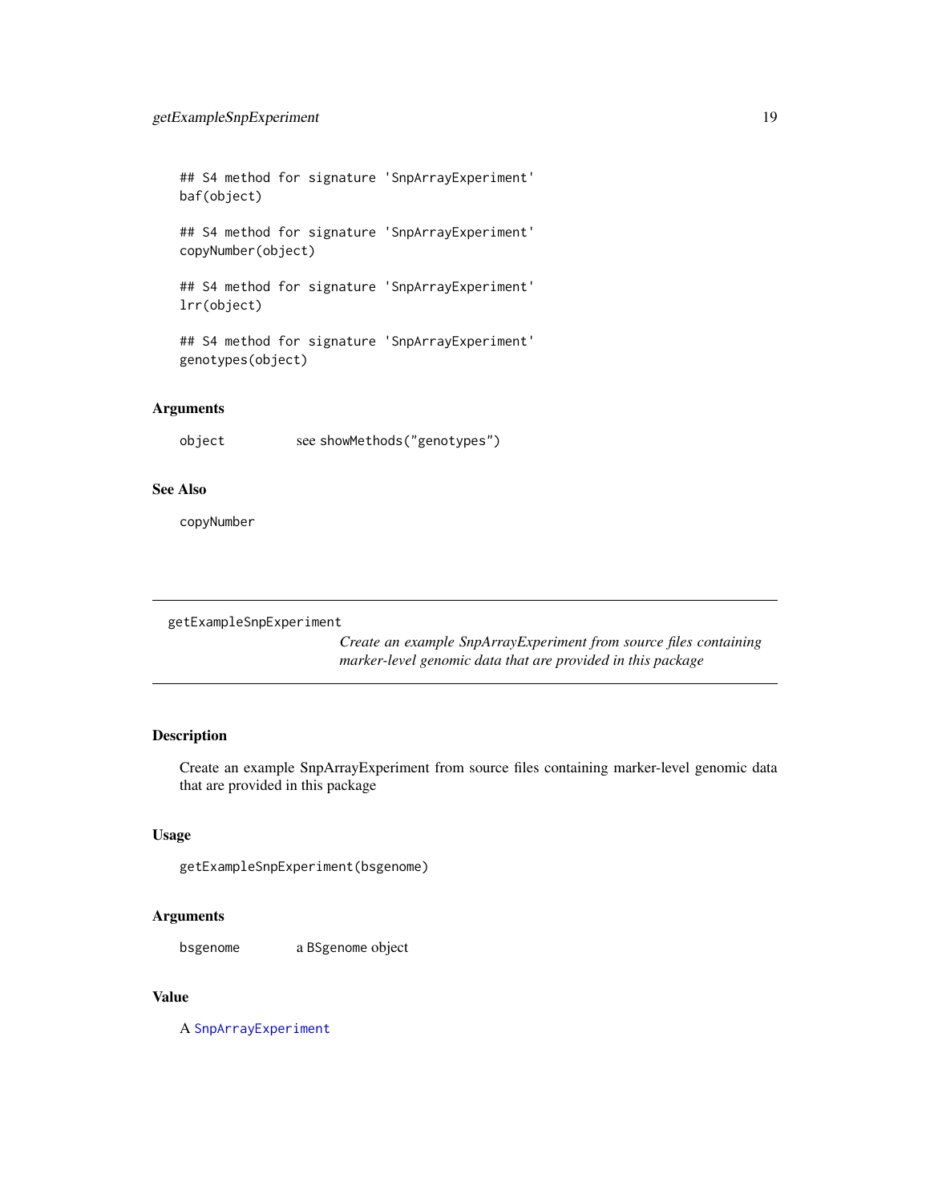```
## S4 method for signature 'SnpArrayExperiment'
baf(object)

## S4 method for signature 'SnpArrayExperiment'
copyNumber(object)

## S4 method for signature 'SnpArrayExperiment'
lrr(object)

## S4 method for signature 'SnpArrayExperiment'
genotypes(object)
```

### Arguments

| | |
|---|---|
| object | see showMethods("genotypes") |

### See Also

copyNumber

---

## getExampleSnpExperiment

*Create an example SnpArrayExperiment from source files containing marker-level genomic data that are provided in this package*

---

### Description

Create an example SnpArrayExperiment from source files containing marker-level genomic data that are provided in this package

### Usage

```
getExampleSnpExperiment(bsgenome)
```

### Arguments

| | |
|---|---|
| bsgenome | a BSgenome object |

### Value

A SnpArrayExperiment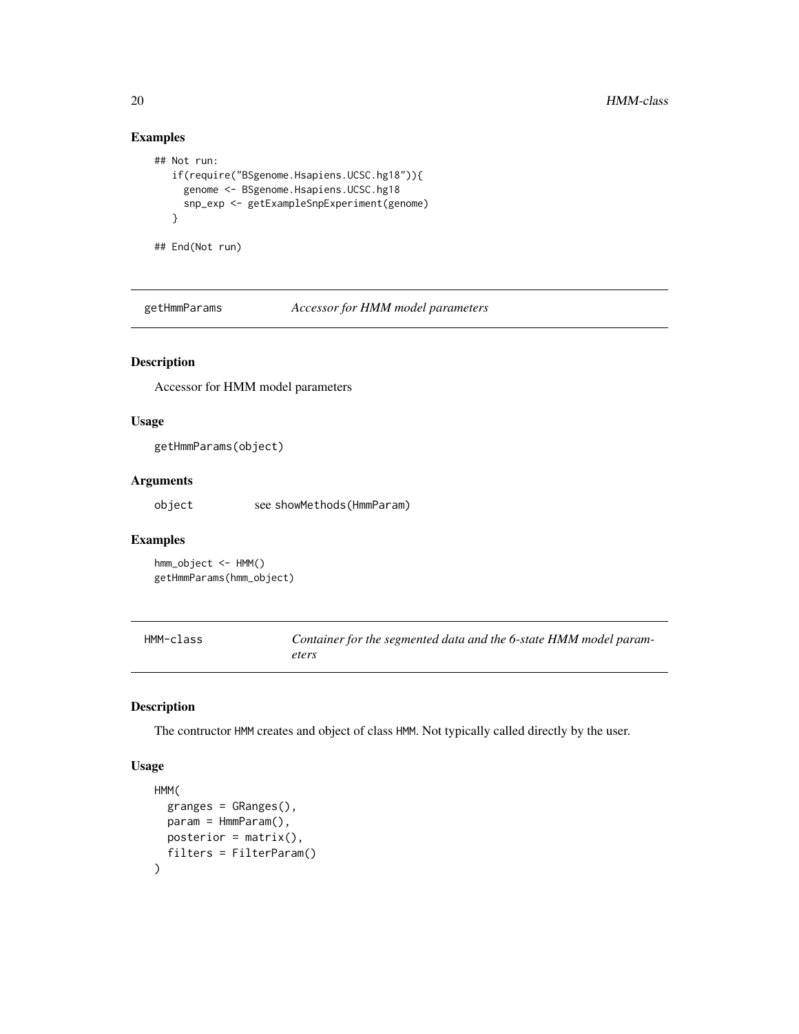## Examples

```
## Not run:
   if(require("BSgenome.Hsapiens.UCSC.hg18")){
     genome <- BSgenome.Hsapiens.UCSC.hg18
     snp_exp <- getExampleSnpExperiment(genome)
   }

## End(Not run)
```

---

# getHmmParams *Accessor for HMM model parameters*

## Description

Accessor for HMM model parameters

## Usage

```
getHmmParams(object)
```

## Arguments

| | |
|---|---|
| object | see showMethods(HmmParam) |

## Examples

```
hmm_object <- HMM()
getHmmParams(hmm_object)
```

---

# HMM-class *Container for the segmented data and the 6-state HMM model parameters*

## Description

The contructor HMM creates and object of class HMM. Not typically called directly by the user.

## Usage

```
HMM(
  granges = GRanges(),
  param = HmmParam(),
  posterior = matrix(),
  filters = FilterParam()
)
```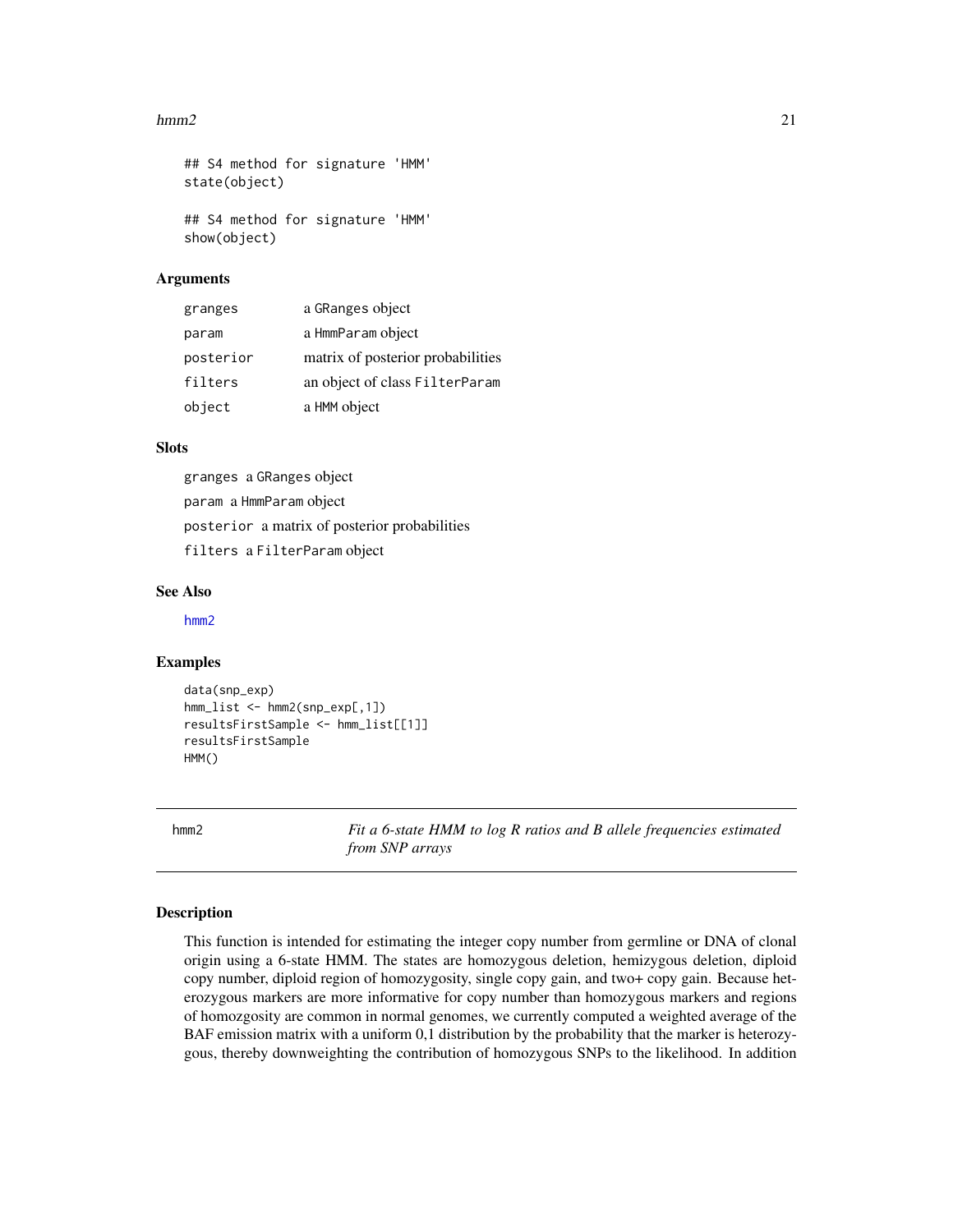```
## S4 method for signature 'HMM'
state(object)

## S4 method for signature 'HMM'
show(object)
```

## Arguments

| | |
|---|---|
| granges | a GRanges object |
| param | a HmmParam object |
| posterior | matrix of posterior probabilities |
| filters | an object of class FilterParam |
| object | a HMM object |

## Slots

granges a GRanges object

param a HmmParam object

posterior a matrix of posterior probabilities

filters a FilterParam object

## See Also

hmm2

## Examples

```
data(snp_exp)
hmm_list <- hmm2(snp_exp[,1])
resultsFirstSample <- hmm_list[[1]]
resultsFirstSample
HMM()
```

---

# hmm2 — *Fit a 6-state HMM to log R ratios and B allele frequencies estimated from SNP arrays*

## Description

This function is intended for estimating the integer copy number from germline or DNA of clonal origin using a 6-state HMM. The states are homozygous deletion, hemizygous deletion, diploid copy number, diploid region of homozygosity, single copy gain, and two+ copy gain. Because heterozygous markers are more informative for copy number than homozygous markers and regions of homozgosity are common in normal genomes, we currently computed a weighted average of the BAF emission matrix with a uniform 0,1 distribution by the probability that the marker is heterozygous, thereby downweighting the contribution of homozygous SNPs to the likelihood. In addition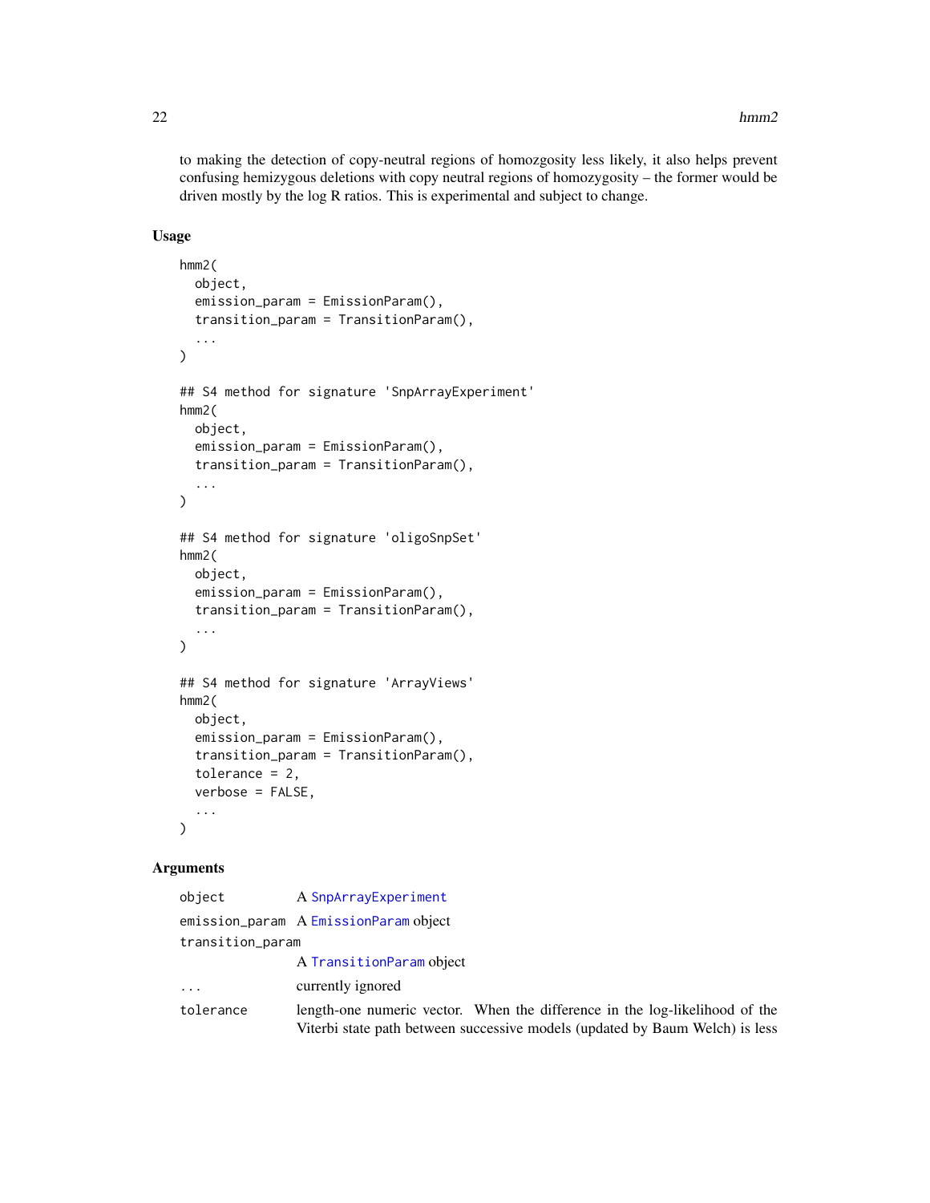to making the detection of copy-neutral regions of homozgosity less likely, it also helps prevent confusing hemizygous deletions with copy neutral regions of homozygosity – the former would be driven mostly by the log R ratios. This is experimental and subject to change.

### Usage

```
hmm2(
  object,
  emission_param = EmissionParam(),
  transition_param = TransitionParam(),
  ...
)

## S4 method for signature 'SnpArrayExperiment'
hmm2(
  object,
  emission_param = EmissionParam(),
  transition_param = TransitionParam(),
  ...
)

## S4 method for signature 'oligoSnpSet'
hmm2(
  object,
  emission_param = EmissionParam(),
  transition_param = TransitionParam(),
  ...
)

## S4 method for signature 'ArrayViews'
hmm2(
  object,
  emission_param = EmissionParam(),
  transition_param = TransitionParam(),
  tolerance = 2,
  verbose = FALSE,
  ...
)
```

### Arguments

| | |
|---|---|
| `object` | A `SnpArrayExperiment` |
| `emission_param` | A `EmissionParam` object |
| `transition_param` | A `TransitionParam` object |
| `...` | currently ignored |
| `tolerance` | length-one numeric vector. When the difference in the log-likelihood of the Viterbi state path between successive models (updated by Baum Welch) is less |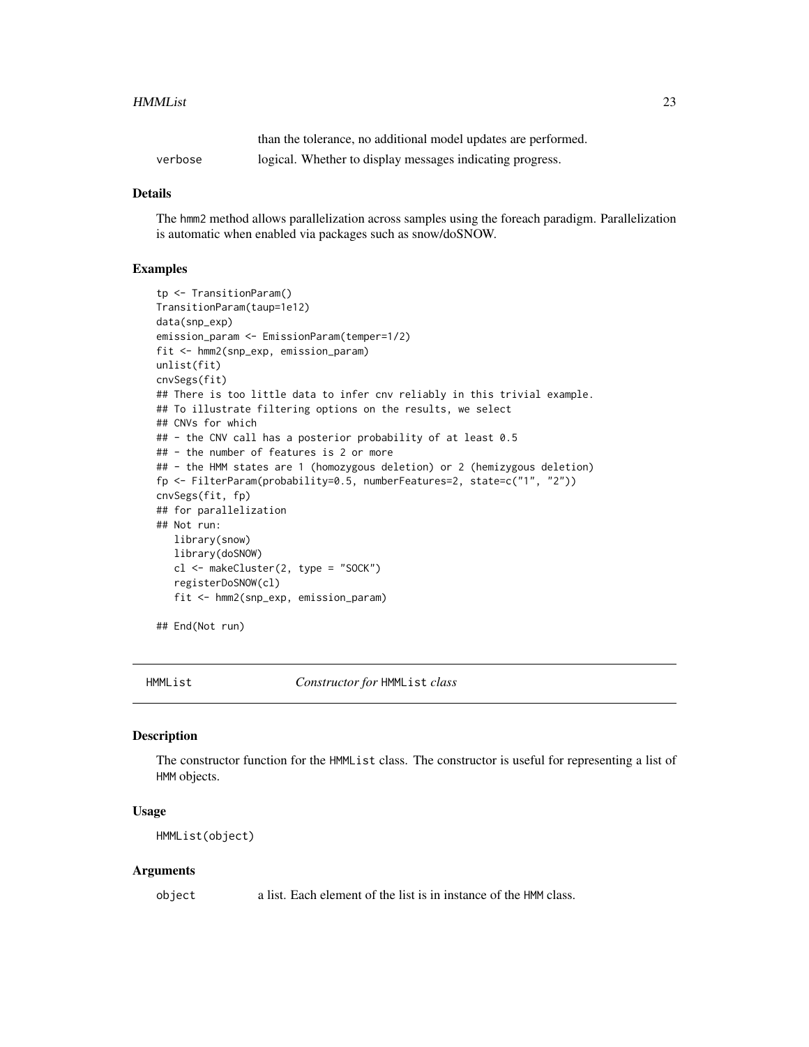than the tolerance, no additional model updates are performed.

verbose logical. Whether to display messages indicating progress.

### Details

The hmm2 method allows parallelization across samples using the foreach paradigm. Parallelization is automatic when enabled via packages such as snow/doSNOW.

### Examples

```
tp <- TransitionParam()
TransitionParam(taup=1e12)
data(snp_exp)
emission_param <- EmissionParam(temper=1/2)
fit <- hmm2(snp_exp, emission_param)
unlist(fit)
cnvSegs(fit)
## There is too little data to infer cnv reliably in this trivial example.
## To illustrate filtering options on the results, we select
## CNVs for which
## - the CNV call has a posterior probability of at least 0.5
## - the number of features is 2 or more
## - the HMM states are 1 (homozygous deletion) or 2 (hemizygous deletion)
fp <- FilterParam(probability=0.5, numberFeatures=2, state=c("1", "2"))
cnvSegs(fit, fp)
## for parallelization
## Not run:
   library(snow)
   library(doSNOW)
   cl <- makeCluster(2, type = "SOCK")
   registerDoSNOW(cl)
   fit <- hmm2(snp_exp, emission_param)

## End(Not run)
```

## HMMList *Constructor for* HMMList *class*

### Description

The constructor function for the HMMList class. The constructor is useful for representing a list of HMM objects.

### Usage

```
HMMList(object)
```

### Arguments

object a list. Each element of the list is in instance of the HMM class.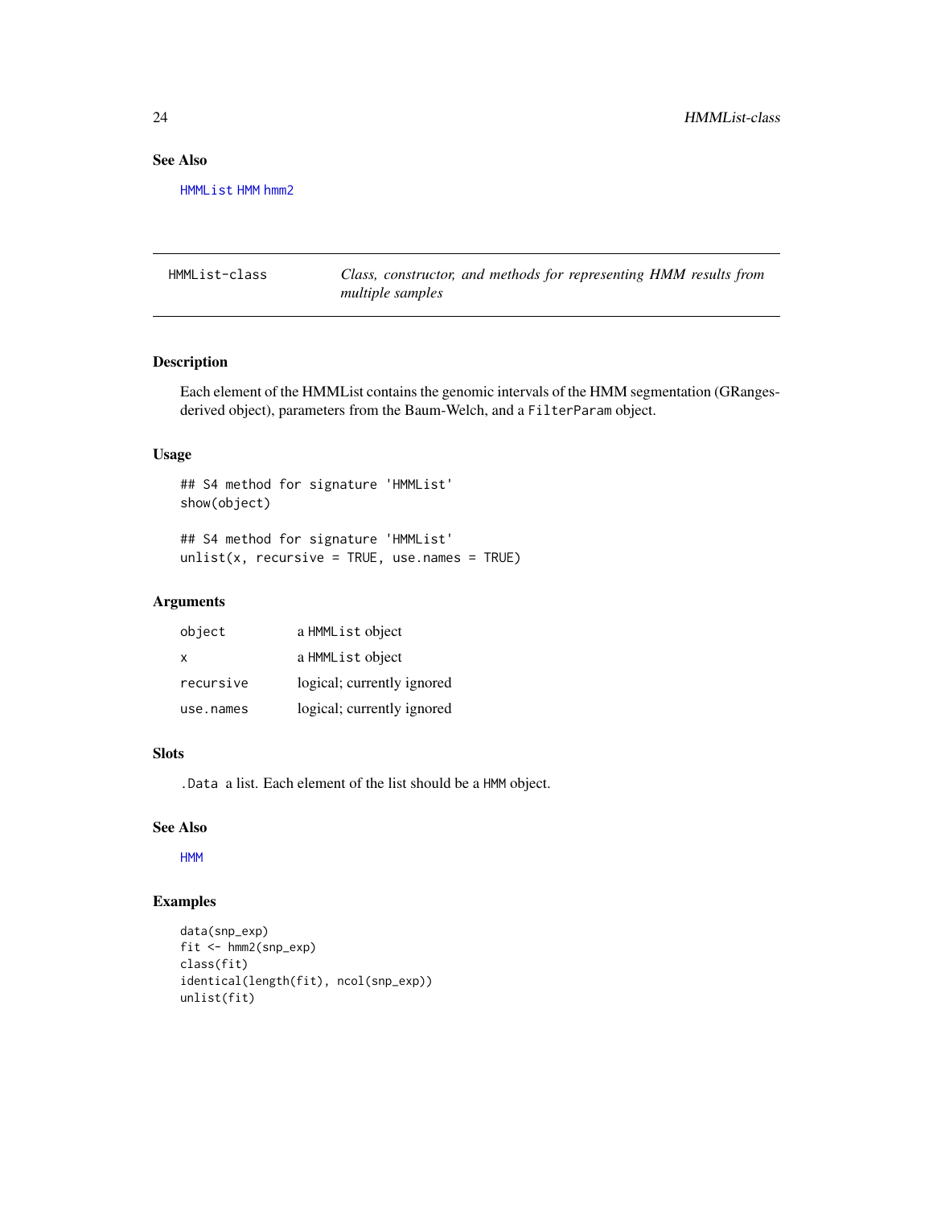## See Also

HMMList HMM hmm2

---

## HMMList-class — *Class, constructor, and methods for representing HMM results from multiple samples*

---

### Description

Each element of the HMMList contains the genomic intervals of the HMM segmentation (GRanges-derived object), parameters from the Baum-Welch, and a `FilterParam` object.

### Usage

```
## S4 method for signature 'HMMList'
show(object)

## S4 method for signature 'HMMList'
unlist(x, recursive = TRUE, use.names = TRUE)
```

### Arguments

| | |
|---|---|
| `object` | a `HMMList` object |
| `x` | a `HMMList` object |
| `recursive` | logical; currently ignored |
| `use.names` | logical; currently ignored |

### Slots

`.Data` a list. Each element of the list should be a `HMM` object.

### See Also

HMM

### Examples

```
data(snp_exp)
fit <- hmm2(snp_exp)
class(fit)
identical(length(fit), ncol(snp_exp))
unlist(fit)
```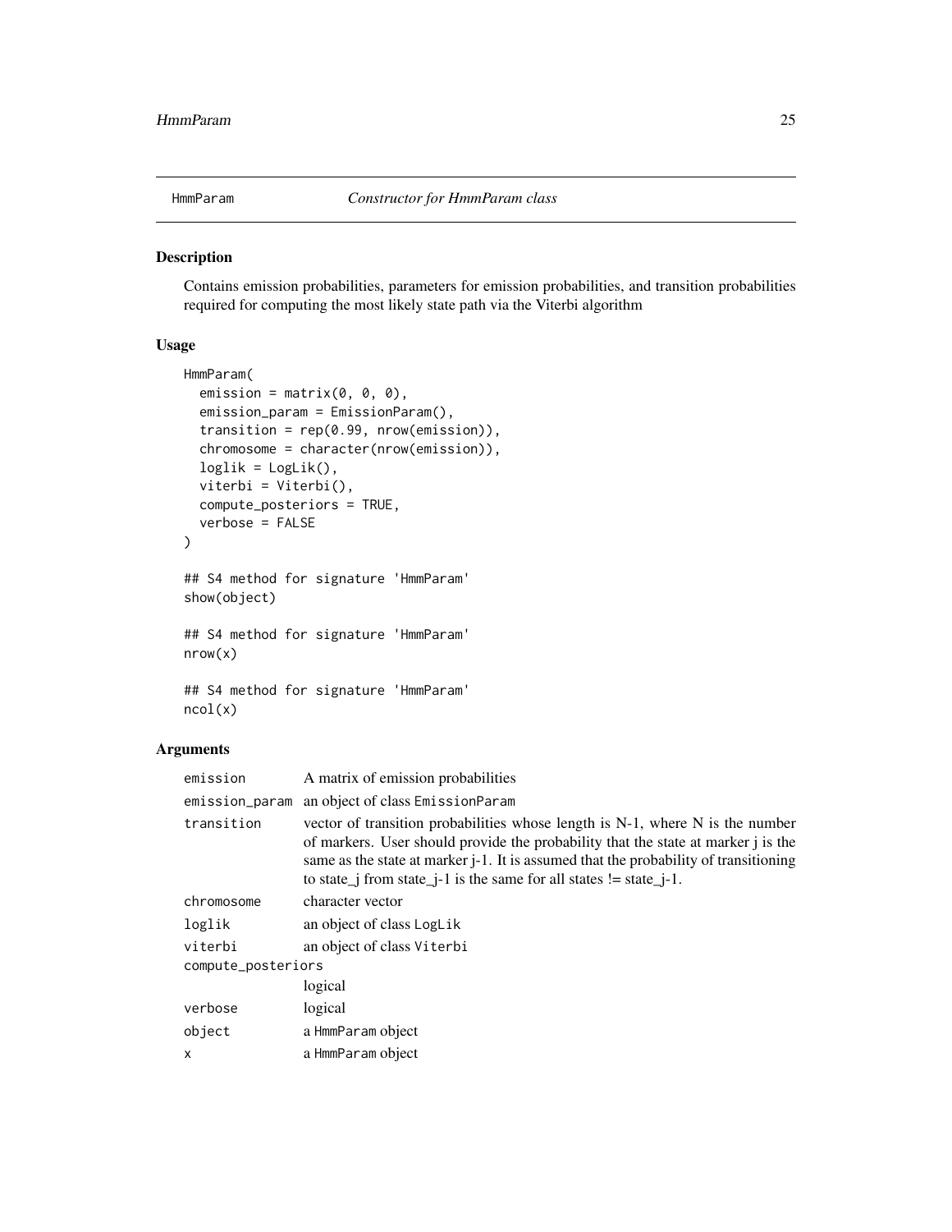# HmmParam

*Constructor for HmmParam class*

## Description

Contains emission probabilities, parameters for emission probabilities, and transition probabilities required for computing the most likely state path via the Viterbi algorithm

## Usage

```
HmmParam(
  emission = matrix(0, 0, 0),
  emission_param = EmissionParam(),
  transition = rep(0.99, nrow(emission)),
  chromosome = character(nrow(emission)),
  loglik = LogLik(),
  viterbi = Viterbi(),
  compute_posteriors = TRUE,
  verbose = FALSE
)

## S4 method for signature 'HmmParam'
show(object)

## S4 method for signature 'HmmParam'
nrow(x)

## S4 method for signature 'HmmParam'
ncol(x)
```

## Arguments

| | |
|---|---|
| emission | A matrix of emission probabilities |
| emission_param | an object of class EmissionParam |
| transition | vector of transition probabilities whose length is N-1, where N is the number of markers. User should provide the probability that the state at marker j is the same as the state at marker j-1. It is assumed that the probability of transitioning to state_j from state_j-1 is the same for all states != state_j-1. |
| chromosome | character vector |
| loglik | an object of class LogLik |
| viterbi | an object of class Viterbi |
| compute_posteriors | logical |
| verbose | logical |
| object | a HmmParam object |
| x | a HmmParam object |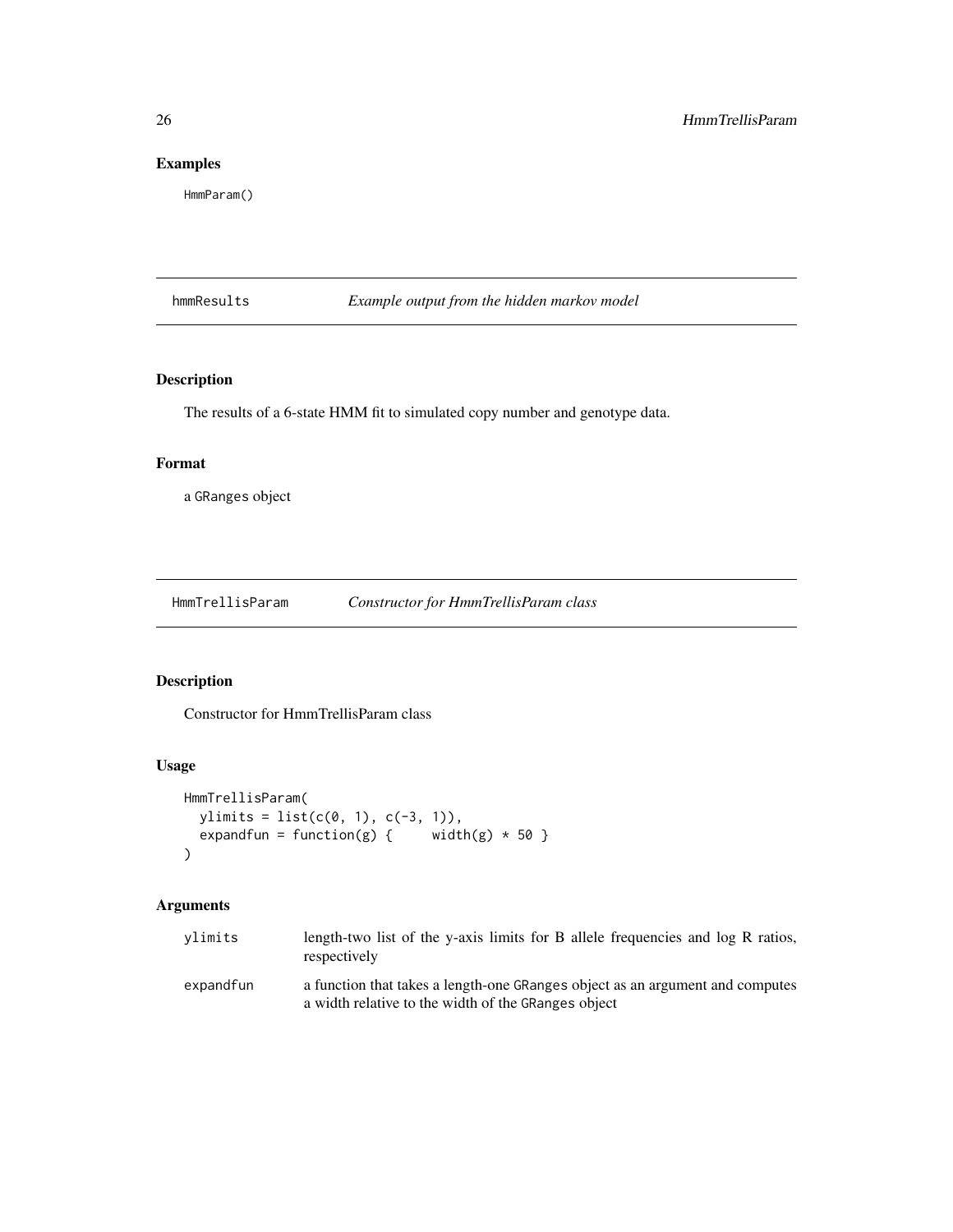## Examples

```
HmmParam()
```

---

## hmmResults — *Example output from the hidden markov model*

### Description

The results of a 6-state HMM fit to simulated copy number and genotype data.

### Format

a GRanges object

---

## HmmTrellisParam — *Constructor for HmmTrellisParam class*

### Description

Constructor for HmmTrellisParam class

### Usage

```
HmmTrellisParam(
  ylimits = list(c(0, 1), c(-3, 1)),
  expandfun = function(g) {     width(g) * 50 }
)
```

### Arguments

| | |
|---|---|
| ylimits | length-two list of the y-axis limits for B allele frequencies and log R ratios, respectively |
| expandfun | a function that takes a length-one GRanges object as an argument and computes a width relative to the width of the GRanges object |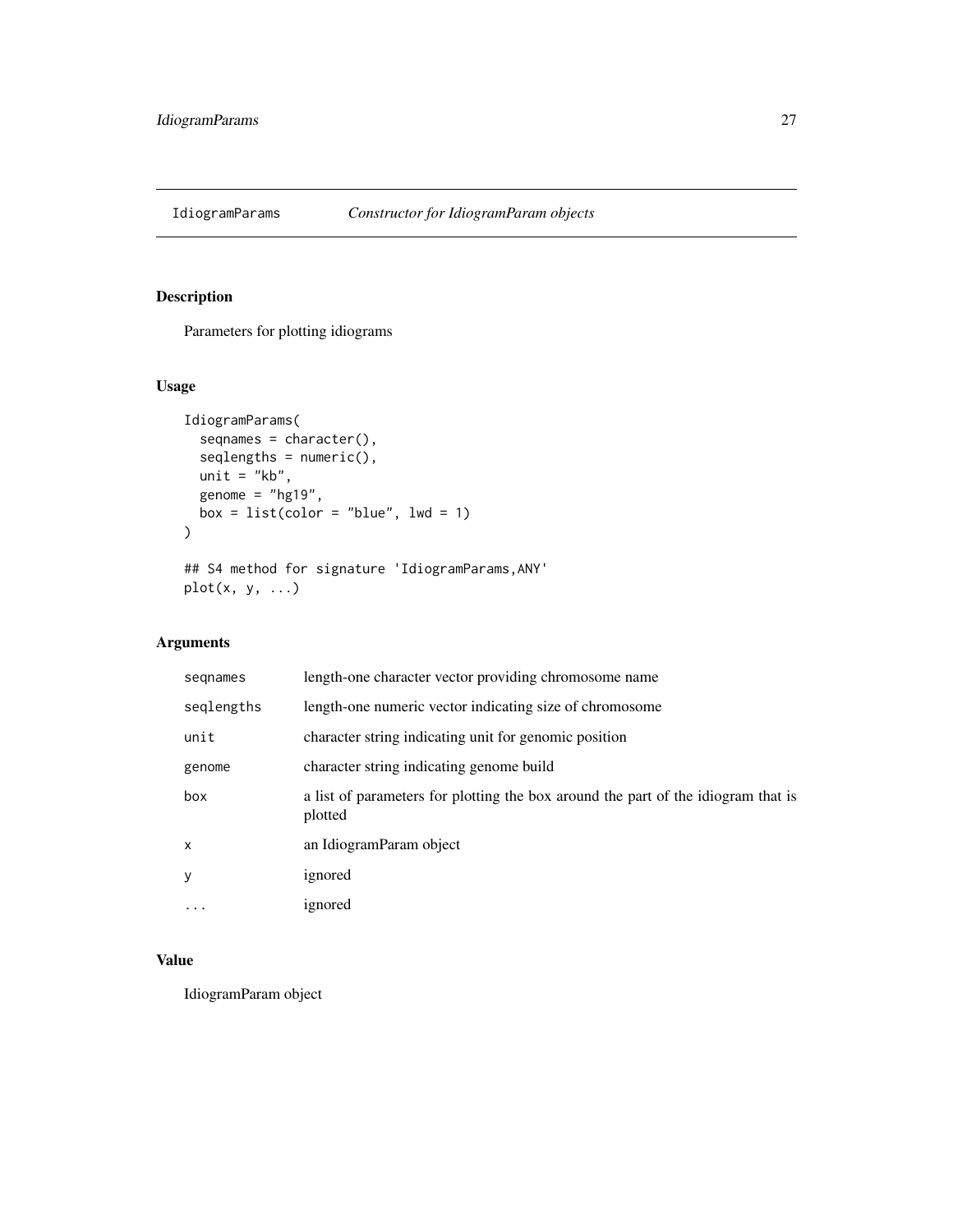# IdiogramParams    *Constructor for IdiogramParam objects*

## Description

Parameters for plotting idiograms

## Usage

```
IdiogramParams(
  seqnames = character(),
  seqlengths = numeric(),
  unit = "kb",
  genome = "hg19",
  box = list(color = "blue", lwd = 1)
)

## S4 method for signature 'IdiogramParams,ANY'
plot(x, y, ...)
```

## Arguments

| | |
|---|---|
| `seqnames` | length-one character vector providing chromosome name |
| `seqlengths` | length-one numeric vector indicating size of chromosome |
| `unit` | character string indicating unit for genomic position |
| `genome` | character string indicating genome build |
| `box` | a list of parameters for plotting the box around the part of the idiogram that is plotted |
| `x` | an IdiogramParam object |
| `y` | ignored |
| `...` | ignored |

## Value

IdiogramParam object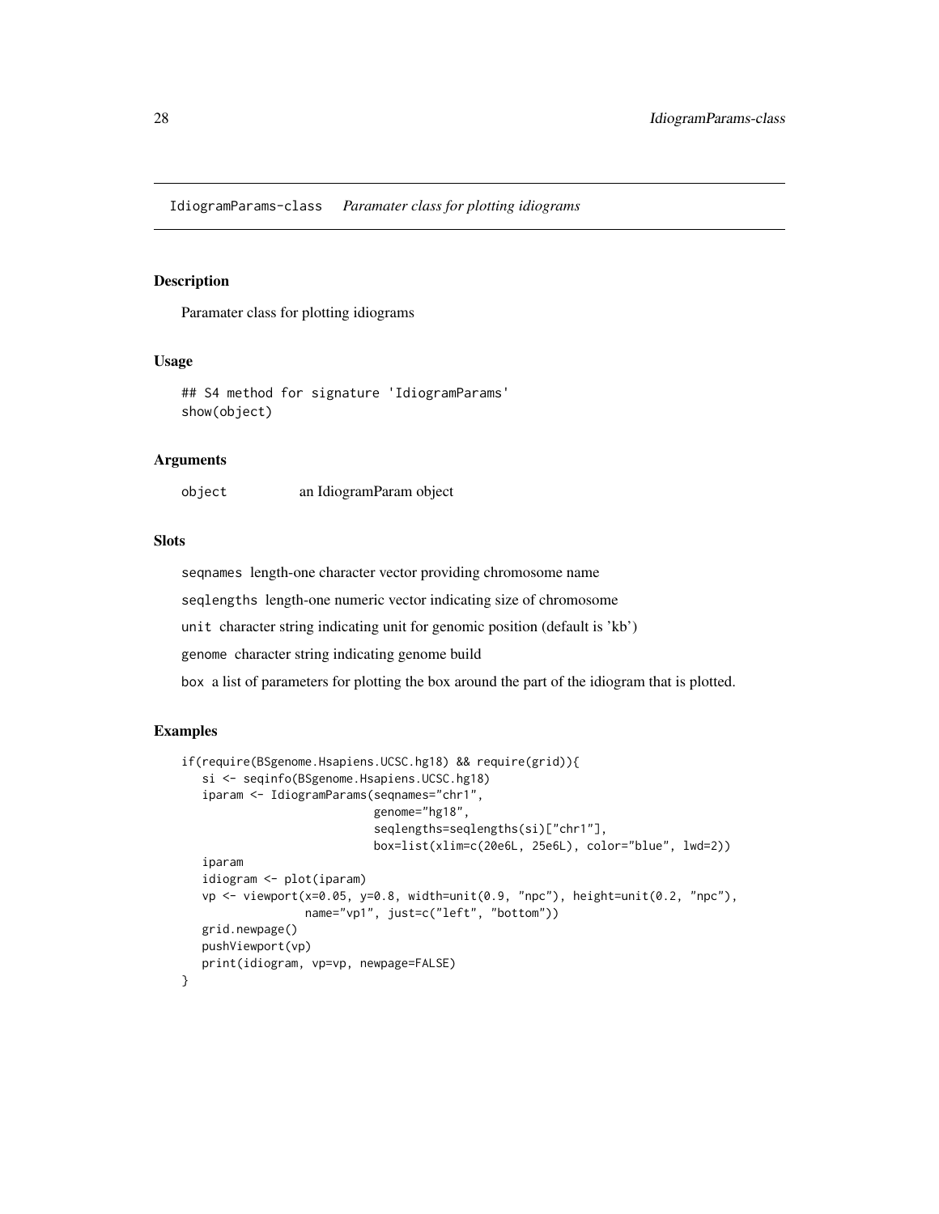IdiogramParams-class    *Paramater class for plotting idiograms*

## Description

Paramater class for plotting idiograms

## Usage

```
## S4 method for signature 'IdiogramParams'
show(object)
```

## Arguments

object    an IdiogramParam object

## Slots

seqnames length-one character vector providing chromosome name

seqlengths length-one numeric vector indicating size of chromosome

unit character string indicating unit for genomic position (default is 'kb')

genome character string indicating genome build

box a list of parameters for plotting the box around the part of the idiogram that is plotted.

## Examples

```
if(require(BSgenome.Hsapiens.UCSC.hg18) && require(grid)){
   si <- seqinfo(BSgenome.Hsapiens.UCSC.hg18)
   iparam <- IdiogramParams(seqnames="chr1",
                            genome="hg18",
                            seqlengths=seqlengths(si)["chr1"],
                            box=list(xlim=c(20e6L, 25e6L), color="blue", lwd=2))
   iparam
   idiogram <- plot(iparam)
   vp <- viewport(x=0.05, y=0.8, width=unit(0.9, "npc"), height=unit(0.2, "npc"),
                  name="vp1", just=c("left", "bottom"))
   grid.newpage()
   pushViewport(vp)
   print(idiogram, vp=vp, newpage=FALSE)
}
```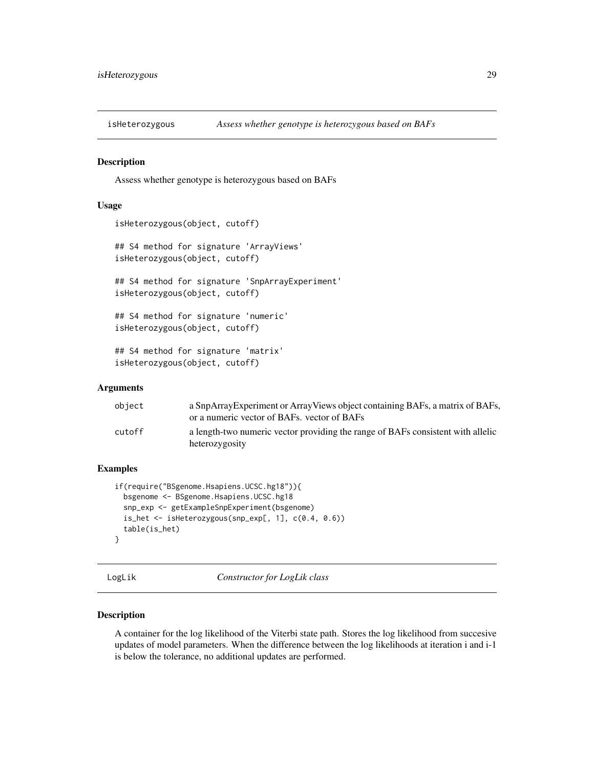## isHeterozygous — *Assess whether genotype is heterozygous based on BAFs*

### Description

Assess whether genotype is heterozygous based on BAFs

### Usage

```
isHeterozygous(object, cutoff)

## S4 method for signature 'ArrayViews'
isHeterozygous(object, cutoff)

## S4 method for signature 'SnpArrayExperiment'
isHeterozygous(object, cutoff)

## S4 method for signature 'numeric'
isHeterozygous(object, cutoff)

## S4 method for signature 'matrix'
isHeterozygous(object, cutoff)
```

### Arguments

| | |
|---|---|
| object | a SnpArrayExperiment or ArrayViews object containing BAFs, a matrix of BAFs, or a numeric vector of BAFs. vector of BAFs |
| cutoff | a length-two numeric vector providing the range of BAFs consistent with allelic heterozygosity |

### Examples

```
if(require("BSgenome.Hsapiens.UCSC.hg18")){
  bsgenome <- BSgenome.Hsapiens.UCSC.hg18
  snp_exp <- getExampleSnpExperiment(bsgenome)
  is_het <- isHeterozygous(snp_exp[, 1], c(0.4, 0.6))
  table(is_het)
}
```

## LogLik — *Constructor for LogLik class*

### Description

A container for the log likelihood of the Viterbi state path. Stores the log likelihood from succesive updates of model parameters. When the difference between the log likelihoods at iteration i and i-1 is below the tolerance, no additional updates are performed.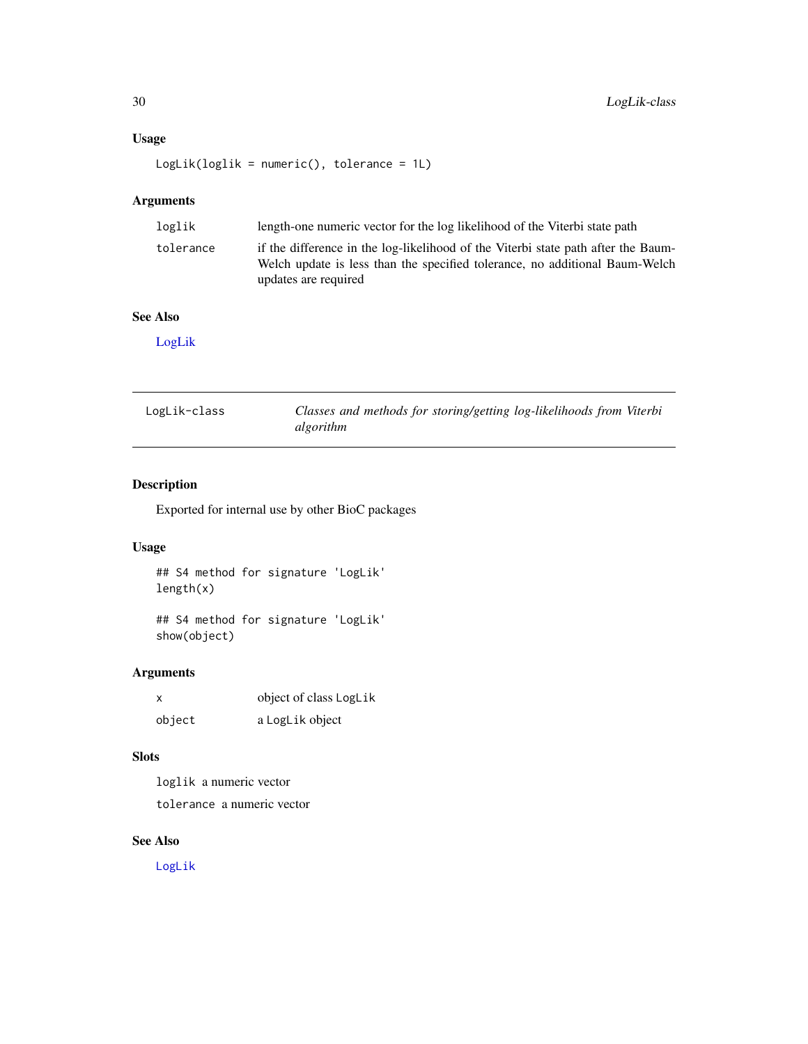## Usage

```
LogLik(loglik = numeric(), tolerance = 1L)
```

## Arguments

| | |
|---|---|
| `loglik` | length-one numeric vector for the log likelihood of the Viterbi state path |
| `tolerance` | if the difference in the log-likelihood of the Viterbi state path after the Baum-Welch update is less than the specified tolerance, no additional Baum-Welch updates are required |

## See Also

LogLik

---

`LogLik-class` *Classes and methods for storing/getting log-likelihoods from Viterbi algorithm*

---

## Description

Exported for internal use by other BioC packages

## Usage

```
## S4 method for signature 'LogLik'
length(x)

## S4 method for signature 'LogLik'
show(object)
```

## Arguments

| | |
|---|---|
| `x` | object of class `LogLik` |
| `object` | a `LogLik` object |

## Slots

`loglik` a numeric vector

`tolerance` a numeric vector

## See Also

`LogLik`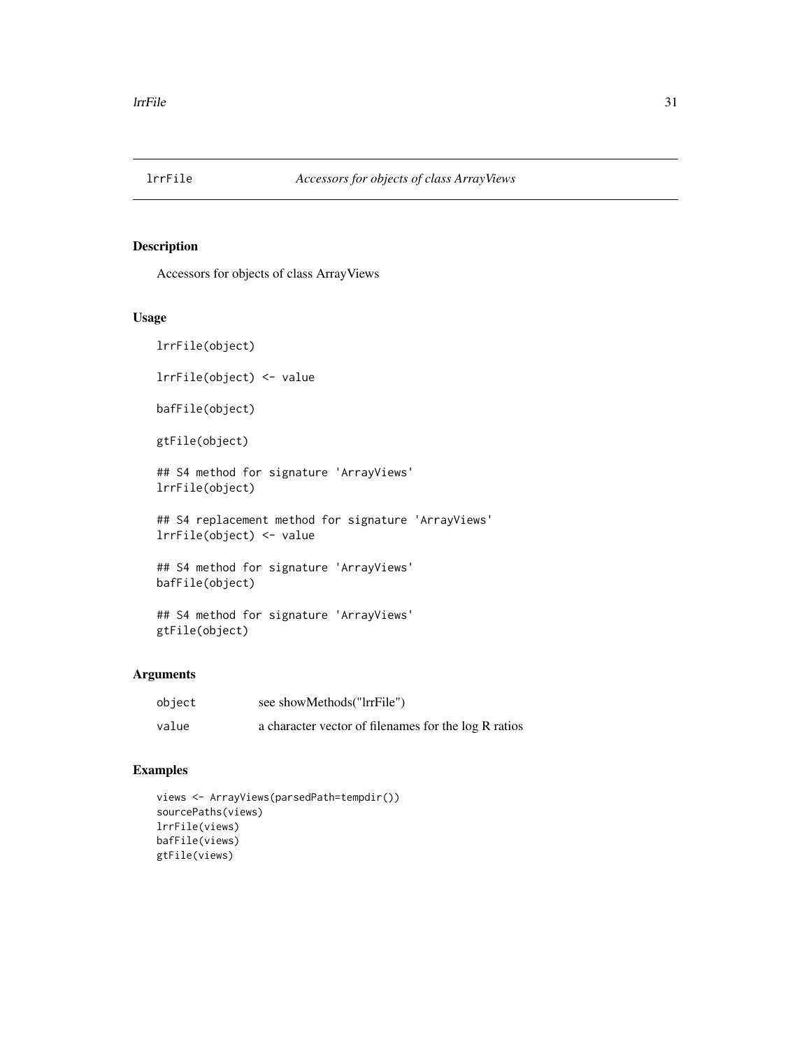# lrrFile    *Accessors for objects of class ArrayViews*

## Description

Accessors for objects of class ArrayViews

## Usage

```
lrrFile(object)

lrrFile(object) <- value

bafFile(object)

gtFile(object)

## S4 method for signature 'ArrayViews'
lrrFile(object)

## S4 replacement method for signature 'ArrayViews'
lrrFile(object) <- value

## S4 method for signature 'ArrayViews'
bafFile(object)

## S4 method for signature 'ArrayViews'
gtFile(object)
```

## Arguments

| | |
|---|---|
| object | see showMethods("lrrFile") |
| value | a character vector of filenames for the log R ratios |

## Examples

```
views <- ArrayViews(parsedPath=tempdir())
sourcePaths(views)
lrrFile(views)
bafFile(views)
gtFile(views)
```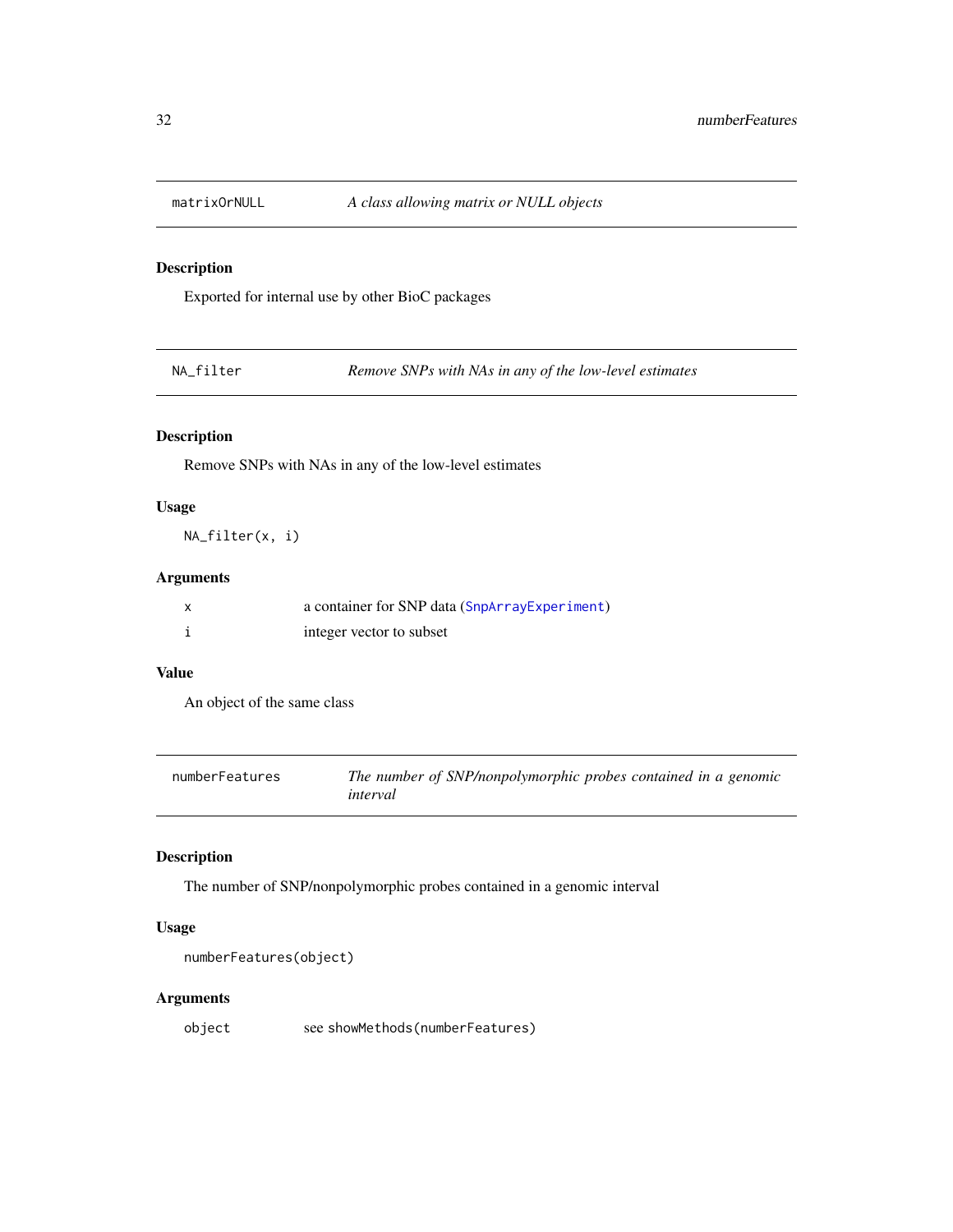## matrixOrNULL — *A class allowing matrix or NULL objects*

### Description

Exported for internal use by other BioC packages

## NA_filter — *Remove SNPs with NAs in any of the low-level estimates*

### Description

Remove SNPs with NAs in any of the low-level estimates

### Usage

```
NA_filter(x, i)
```

### Arguments

| | |
|---|---|
| x | a container for SNP data (SnpArrayExperiment) |
| i | integer vector to subset |

### Value

An object of the same class

## numberFeatures — *The number of SNP/nonpolymorphic probes contained in a genomic interval*

### Description

The number of SNP/nonpolymorphic probes contained in a genomic interval

### Usage

```
numberFeatures(object)
```

### Arguments

| | |
|---|---|
| object | see showMethods(numberFeatures) |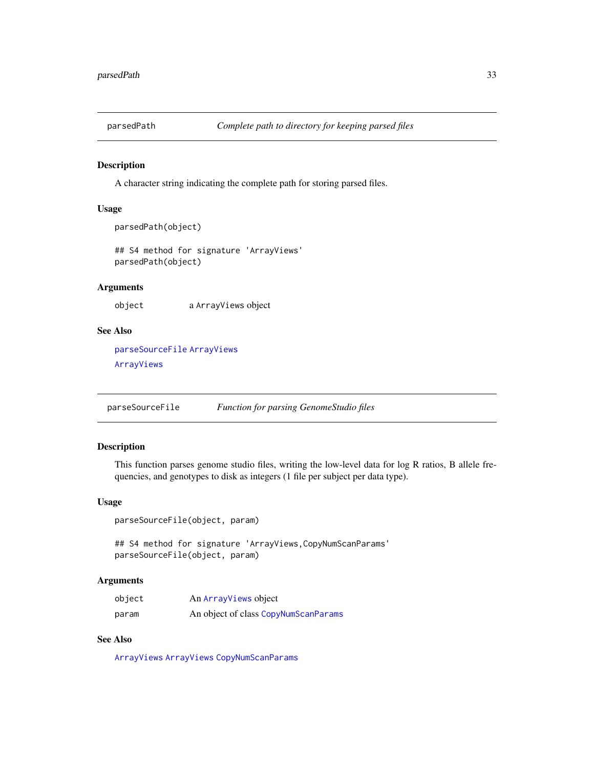## parsedPath — *Complete path to directory for keeping parsed files*

### Description

A character string indicating the complete path for storing parsed files.

### Usage

```
parsedPath(object)

## S4 method for signature 'ArrayViews'
parsedPath(object)
```

### Arguments

| | |
|---|---|
| `object` | a `ArrayViews` object |

### See Also

`parseSourceFile` `ArrayViews`

`ArrayViews`

## parseSourceFile — *Function for parsing GenomeStudio files*

### Description

This function parses genome studio files, writing the low-level data for log R ratios, B allele frequencies, and genotypes to disk as integers (1 file per subject per data type).

### Usage

```
parseSourceFile(object, param)

## S4 method for signature 'ArrayViews,CopyNumScanParams'
parseSourceFile(object, param)
```

### Arguments

| | |
|---|---|
| `object` | An `ArrayViews` object |
| `param` | An object of class `CopyNumScanParams` |

### See Also

`ArrayViews` `ArrayViews` `CopyNumScanParams`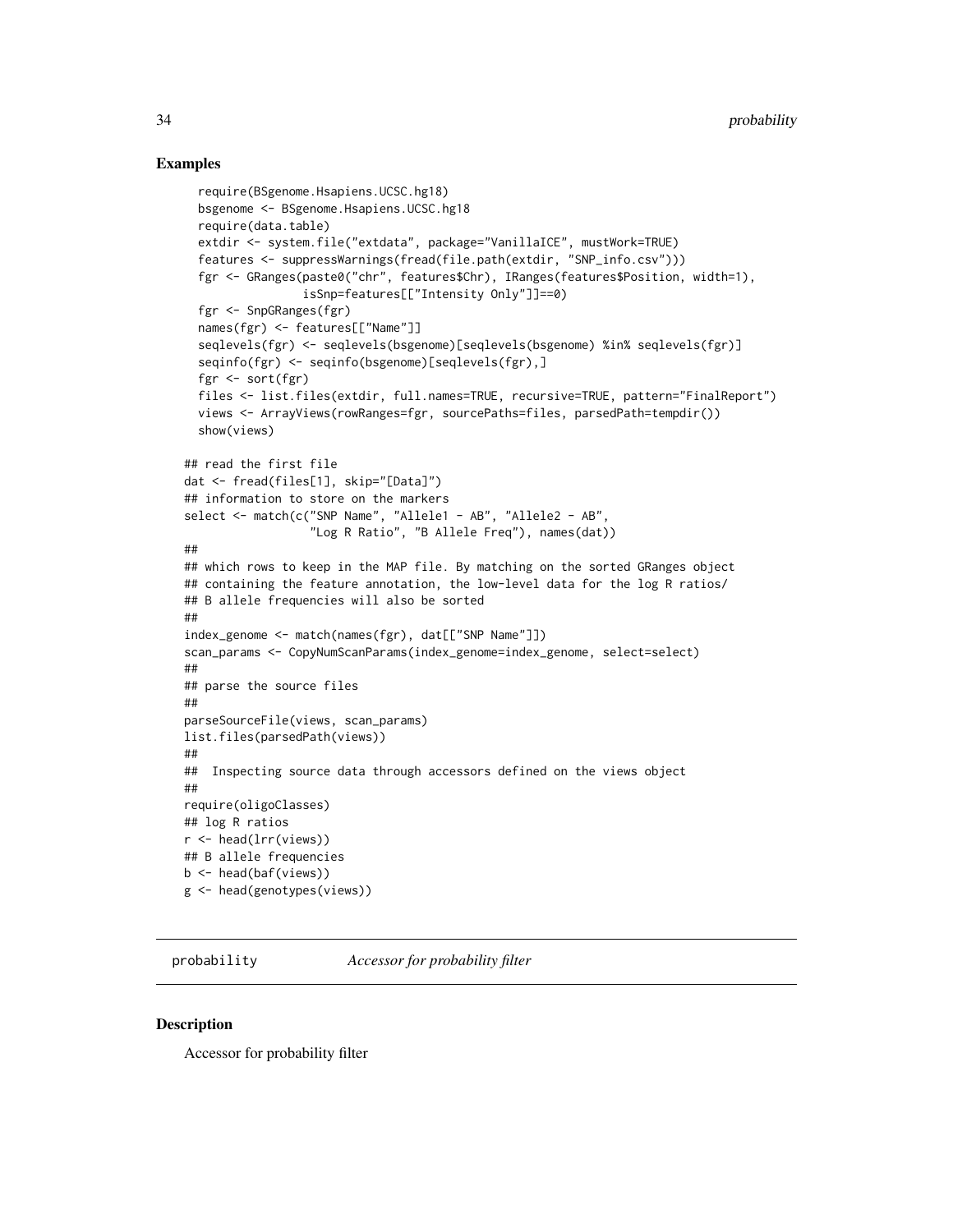## Examples

```
  require(BSgenome.Hsapiens.UCSC.hg18)
  bsgenome <- BSgenome.Hsapiens.UCSC.hg18
  require(data.table)
  extdir <- system.file("extdata", package="VanillaICE", mustWork=TRUE)
  features <- suppressWarnings(fread(file.path(extdir, "SNP_info.csv")))
  fgr <- GRanges(paste0("chr", features$Chr), IRanges(features$Position, width=1),
                 isSnp=features[["Intensity Only"]]==0)
  fgr <- SnpGRanges(fgr)
  names(fgr) <- features[["Name"]]
  seqlevels(fgr) <- seqlevels(bsgenome)[seqlevels(bsgenome) %in% seqlevels(fgr)]
  seqinfo(fgr) <- seqinfo(bsgenome)[seqlevels(fgr),]
  fgr <- sort(fgr)
  files <- list.files(extdir, full.names=TRUE, recursive=TRUE, pattern="FinalReport")
  views <- ArrayViews(rowRanges=fgr, sourcePaths=files, parsedPath=tempdir())
  show(views)

## read the first file
dat <- fread(files[1], skip="[Data]")
## information to store on the markers
select <- match(c("SNP Name", "Allele1 - AB", "Allele2 - AB",
                  "Log R Ratio", "B Allele Freq"), names(dat))
##
## which rows to keep in the MAP file. By matching on the sorted GRanges object
## containing the feature annotation, the low-level data for the log R ratios/
## B allele frequencies will also be sorted
##
index_genome <- match(names(fgr), dat[["SNP Name"]])
scan_params <- CopyNumScanParams(index_genome=index_genome, select=select)
##
## parse the source files
##
parseSourceFile(views, scan_params)
list.files(parsedPath(views))
##
##  Inspecting source data through accessors defined on the views object
##
require(oligoClasses)
## log R ratios
r <- head(lrr(views))
## B allele frequencies
b <- head(baf(views))
g <- head(genotypes(views))
```

---

`probability` *Accessor for probability filter*

---

## Description

Accessor for probability filter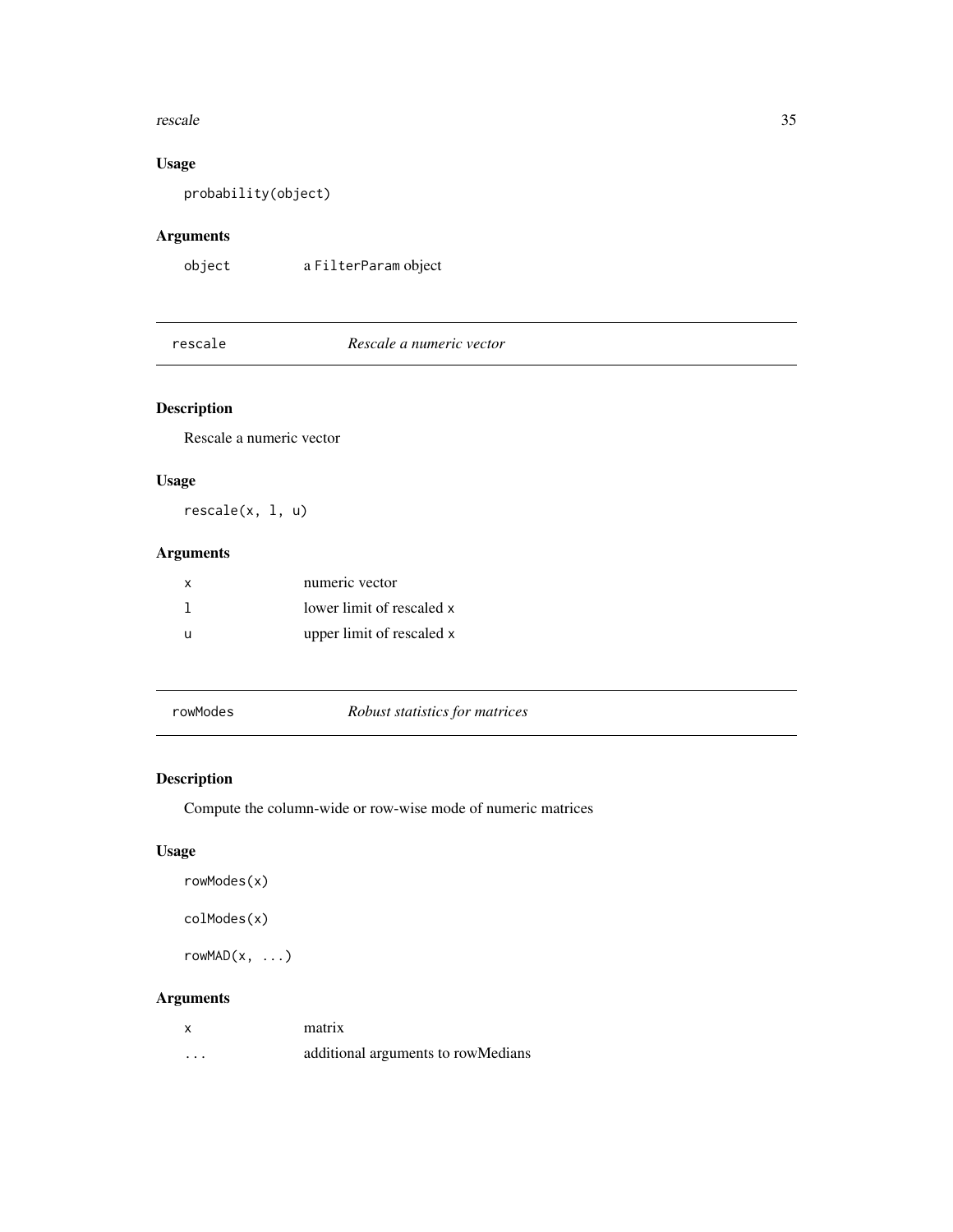## Usage

```
probability(object)
```

## Arguments

| | |
|---|---|
| object | a `FilterParam` object |

---

# rescale — *Rescale a numeric vector*

## Description

Rescale a numeric vector

## Usage

```
rescale(x, l, u)
```

## Arguments

| | |
|---|---|
| x | numeric vector |
| l | lower limit of rescaled `x` |
| u | upper limit of rescaled `x` |

---

# rowModes — *Robust statistics for matrices*

## Description

Compute the column-wide or row-wise mode of numeric matrices

## Usage

```
rowModes(x)

colModes(x)

rowMAD(x, ...)
```

## Arguments

| | |
|---|---|
| x | matrix |
| ... | additional arguments to rowMedians |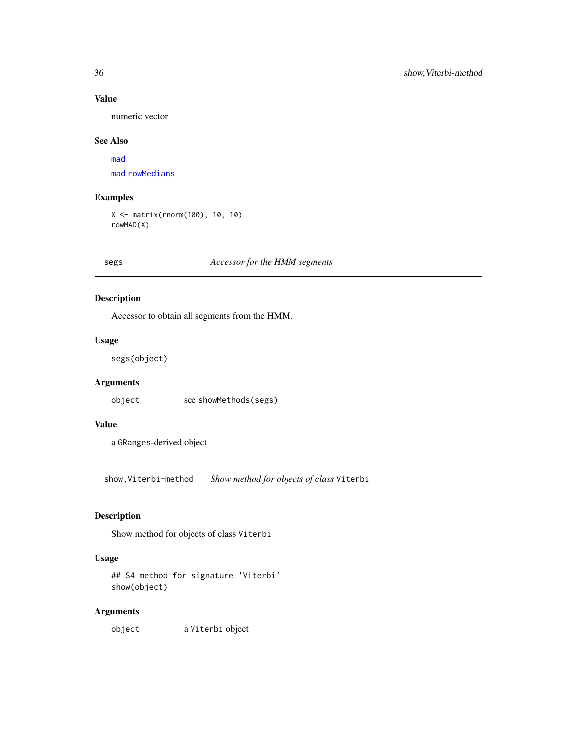### Value

numeric vector

### See Also

mad

mad rowMedians

### Examples

```
X <- matrix(rnorm(100), 10, 10)
rowMAD(X)
```

---

## segs — *Accessor for the HMM segments*

### Description

Accessor to obtain all segments from the HMM.

### Usage

```
segs(object)
```

### Arguments

| | |
|---|---|
| object | see `showMethods(segs)` |

### Value

a `GRanges`-derived object

---

## show,Viterbi-method — *Show method for objects of class* `Viterbi`

### Description

Show method for objects of class `Viterbi`

### Usage

```
## S4 method for signature 'Viterbi'
show(object)
```

### Arguments

| | |
|---|---|
| object | a `Viterbi` object |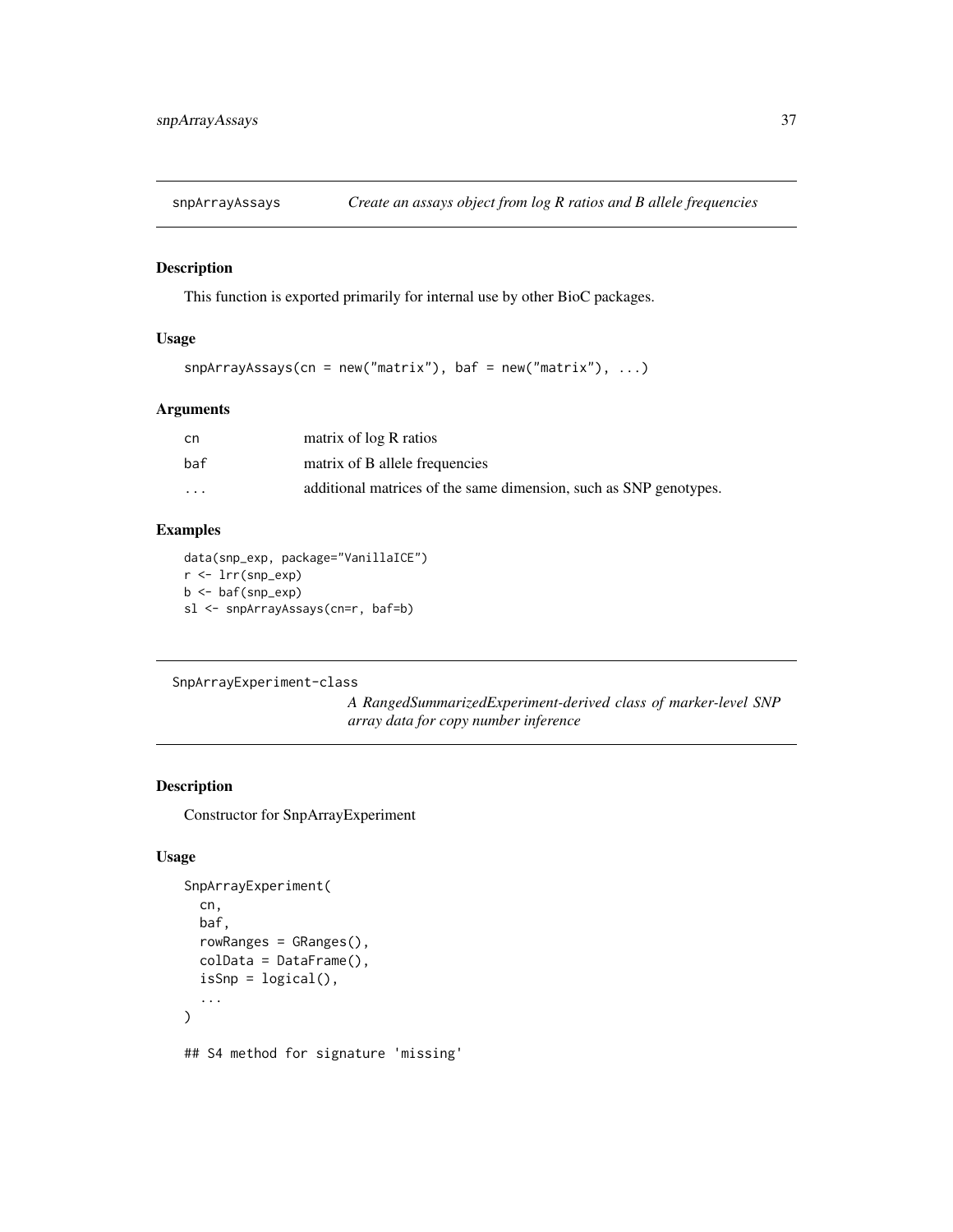## snpArrayAssays — *Create an assays object from log R ratios and B allele frequencies*

### Description

This function is exported primarily for internal use by other BioC packages.

### Usage

```
snpArrayAssays(cn = new("matrix"), baf = new("matrix"), ...)
```

### Arguments

| | |
|---|---|
| cn | matrix of log R ratios |
| baf | matrix of B allele frequencies |
| ... | additional matrices of the same dimension, such as SNP genotypes. |

### Examples

```
data(snp_exp, package="VanillaICE")
r <- lrr(snp_exp)
b <- baf(snp_exp)
sl <- snpArrayAssays(cn=r, baf=b)
```

## SnpArrayExperiment-class — *A RangedSummarizedExperiment-derived class of marker-level SNP array data for copy number inference*

### Description

Constructor for SnpArrayExperiment

### Usage

```
SnpArrayExperiment(
  cn,
  baf,
  rowRanges = GRanges(),
  colData = DataFrame(),
  isSnp = logical(),
  ...
)

## S4 method for signature 'missing'
```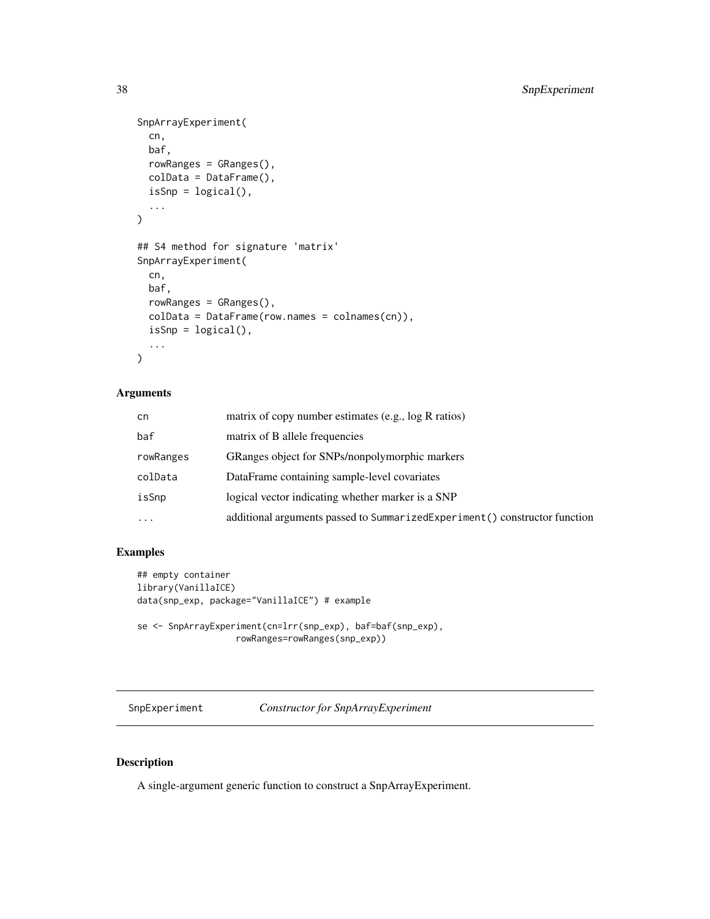```
SnpArrayExperiment(
  cn,
  baf,
  rowRanges = GRanges(),
  colData = DataFrame(),
  isSnp = logical(),
  ...
)

## S4 method for signature 'matrix'
SnpArrayExperiment(
  cn,
  baf,
  rowRanges = GRanges(),
  colData = DataFrame(row.names = colnames(cn)),
  isSnp = logical(),
  ...
)
```

### Arguments

| | |
|---|---|
| cn | matrix of copy number estimates (e.g., log R ratios) |
| baf | matrix of B allele frequencies |
| rowRanges | GRanges object for SNPs/nonpolymorphic markers |
| colData | DataFrame containing sample-level covariates |
| isSnp | logical vector indicating whether marker is a SNP |
| ... | additional arguments passed to `SummarizedExperiment()` constructor function |

### Examples

```
## empty container
library(VanillaICE)
data(snp_exp, package="VanillaICE") # example

se <- SnpArrayExperiment(cn=lrr(snp_exp), baf=baf(snp_exp),
                   rowRanges=rowRanges(snp_exp))
```

---

## SnpExperiment    *Constructor for SnpArrayExperiment*

### Description

A single-argument generic function to construct a SnpArrayExperiment.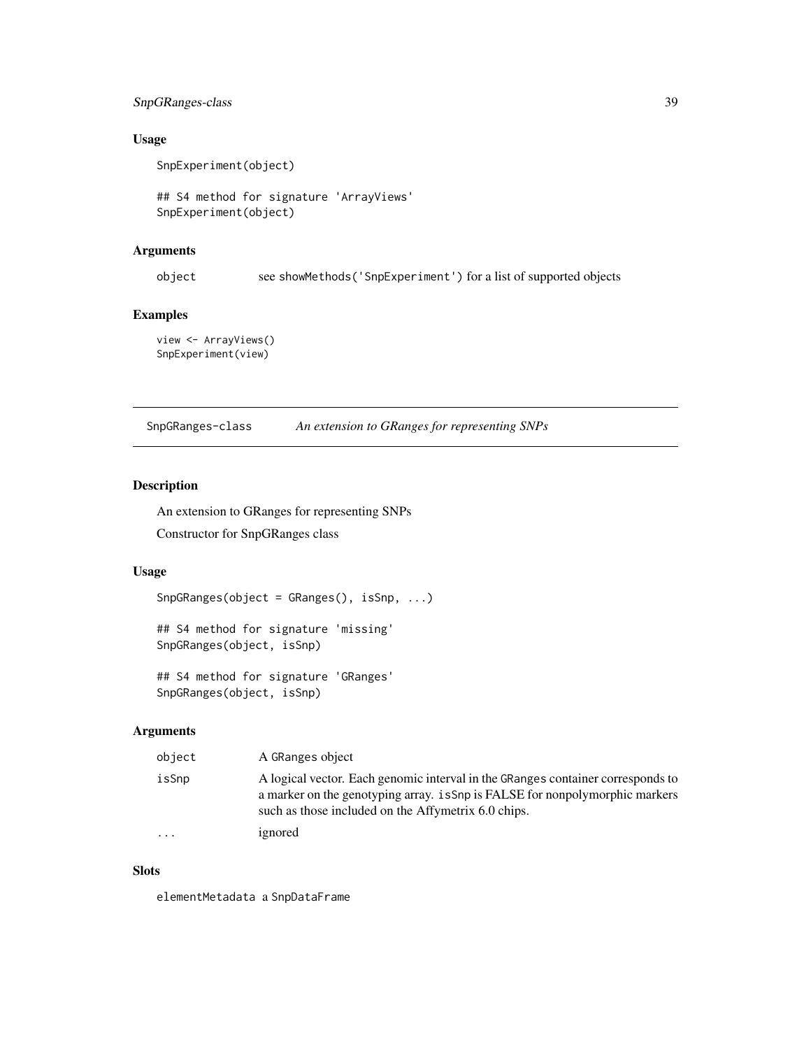### Usage

```
SnpExperiment(object)

## S4 method for signature 'ArrayViews'
SnpExperiment(object)
```

### Arguments

| | |
|---|---|
| object | see showMethods('SnpExperiment') for a list of supported objects |

### Examples

```
view <- ArrayViews()
SnpExperiment(view)
```

---

## SnpGRanges-class *An extension to GRanges for representing SNPs*

---

### Description

An extension to GRanges for representing SNPs

Constructor for SnpGRanges class

### Usage

```
SnpGRanges(object = GRanges(), isSnp, ...)

## S4 method for signature 'missing'
SnpGRanges(object, isSnp)

## S4 method for signature 'GRanges'
SnpGRanges(object, isSnp)
```

### Arguments

| | |
|---|---|
| object | A GRanges object |
| isSnp | A logical vector. Each genomic interval in the GRanges container corresponds to a marker on the genotyping array. isSnp is FALSE for nonpolymorphic markers such as those included on the Affymetrix 6.0 chips. |
| ... | ignored |

### Slots

elementMetadata a SnpDataFrame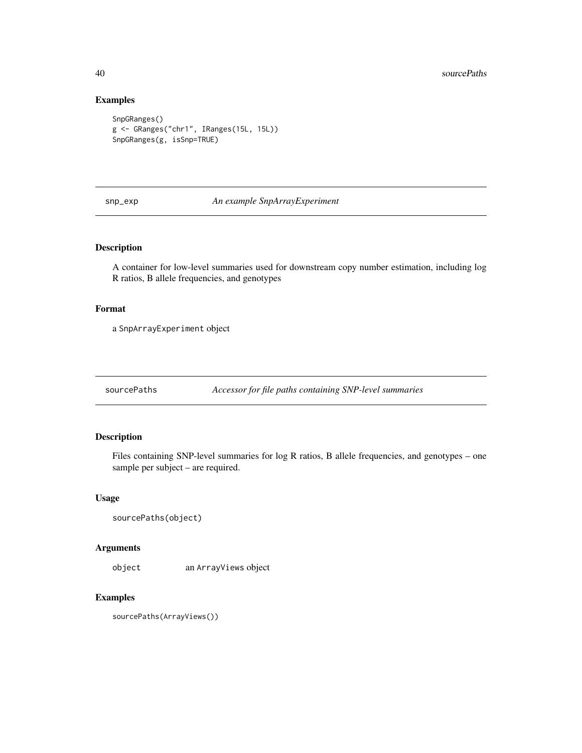## Examples

```
SnpGRanges()
g <- GRanges("chr1", IRanges(15L, 15L))
SnpGRanges(g, isSnp=TRUE)
```

---

## snp_exp — *An example SnpArrayExperiment*

### Description

A container for low-level summaries used for downstream copy number estimation, including log R ratios, B allele frequencies, and genotypes

### Format

a `SnpArrayExperiment` object

---

## sourcePaths — *Accessor for file paths containing SNP-level summaries*

### Description

Files containing SNP-level summaries for log R ratios, B allele frequencies, and genotypes – one sample per subject – are required.

### Usage

```
sourcePaths(object)
```

### Arguments

| | |
|---|---|
| `object` | an `ArrayViews` object |

### Examples

```
sourcePaths(ArrayViews())
```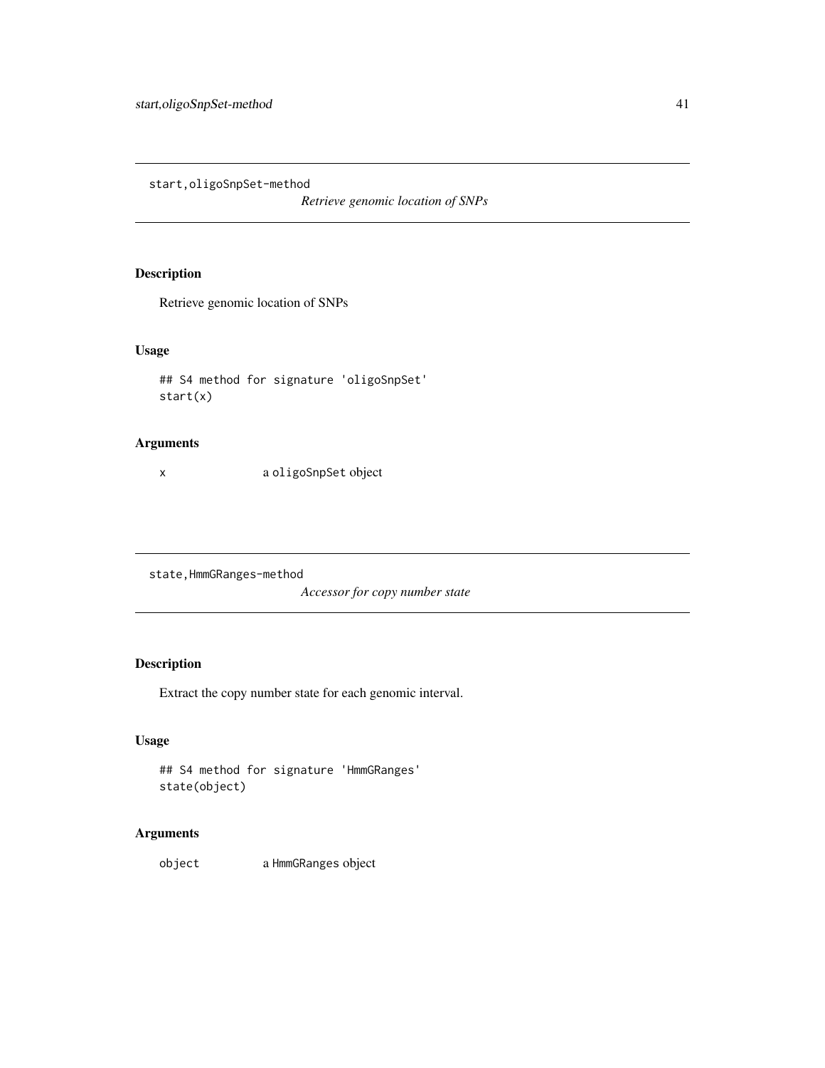## start,oligoSnpSet-method

*Retrieve genomic location of SNPs*

### Description

Retrieve genomic location of SNPs

### Usage

```
## S4 method for signature 'oligoSnpSet'
start(x)
```

### Arguments

| | |
|---|---|
| x | a `oligoSnpSet` object |

## state,HmmGRanges-method

*Accessor for copy number state*

### Description

Extract the copy number state for each genomic interval.

### Usage

```
## S4 method for signature 'HmmGRanges'
state(object)
```

### Arguments

| | |
|---|---|
| object | a `HmmGRanges` object |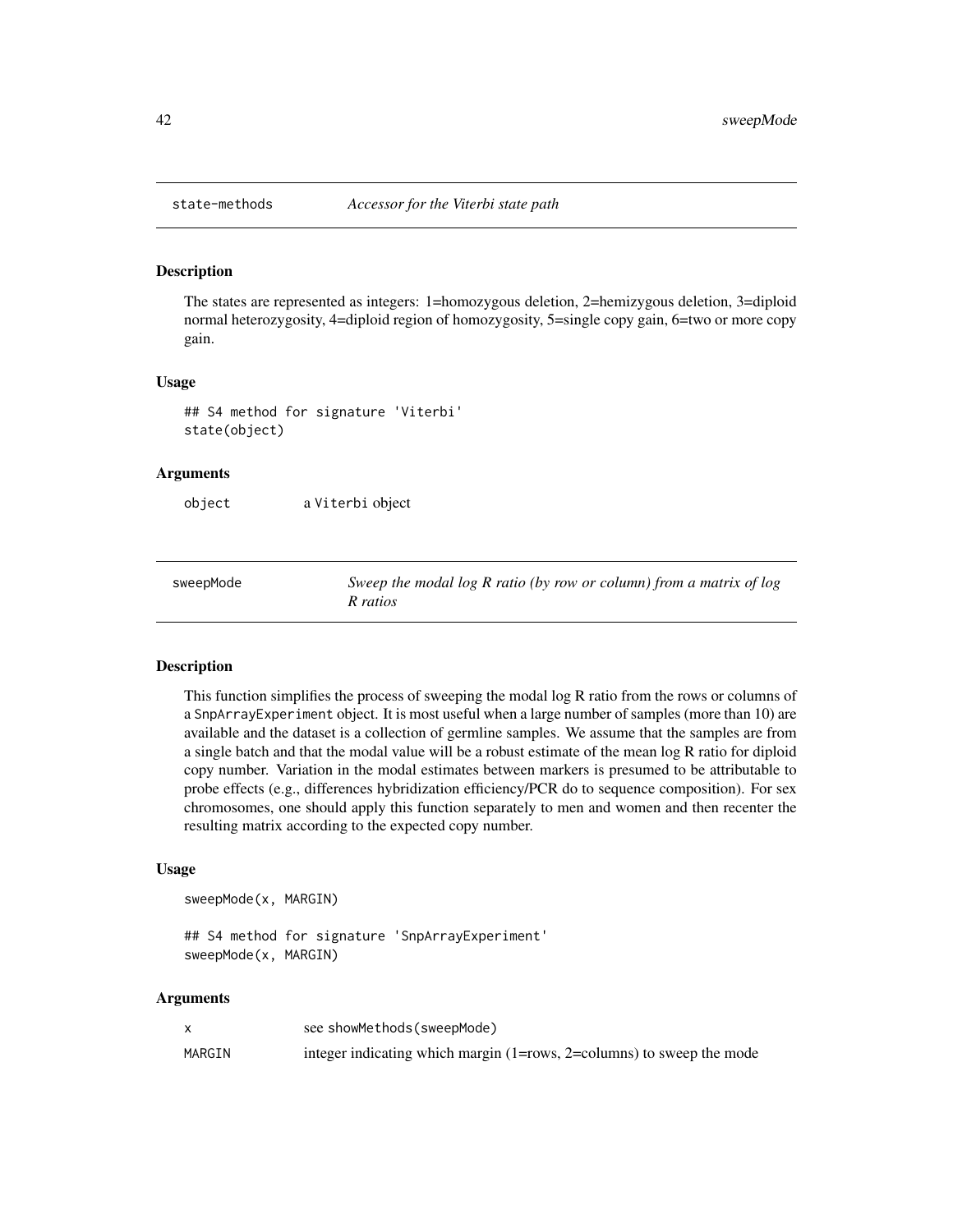## state-methods    *Accessor for the Viterbi state path*

### Description

The states are represented as integers: 1=homozygous deletion, 2=hemizygous deletion, 3=diploid normal heterozygosity, 4=diploid region of homozygosity, 5=single copy gain, 6=two or more copy gain.

### Usage

```
## S4 method for signature 'Viterbi'
state(object)
```

### Arguments

| | |
|---|---|
| object | a Viterbi object |

## sweepMode    *Sweep the modal log R ratio (by row or column) from a matrix of log R ratios*

### Description

This function simplifies the process of sweeping the modal log R ratio from the rows or columns of a SnpArrayExperiment object. It is most useful when a large number of samples (more than 10) are available and the dataset is a collection of germline samples. We assume that the samples are from a single batch and that the modal value will be a robust estimate of the mean log R ratio for diploid copy number. Variation in the modal estimates between markers is presumed to be attributable to probe effects (e.g., differences hybridization efficiency/PCR do to sequence composition). For sex chromosomes, one should apply this function separately to men and women and then recenter the resulting matrix according to the expected copy number.

### Usage

```
sweepMode(x, MARGIN)

## S4 method for signature 'SnpArrayExperiment'
sweepMode(x, MARGIN)
```

### Arguments

| | |
|---|---|
| x | see showMethods(sweepMode) |
| MARGIN | integer indicating which margin (1=rows, 2=columns) to sweep the mode |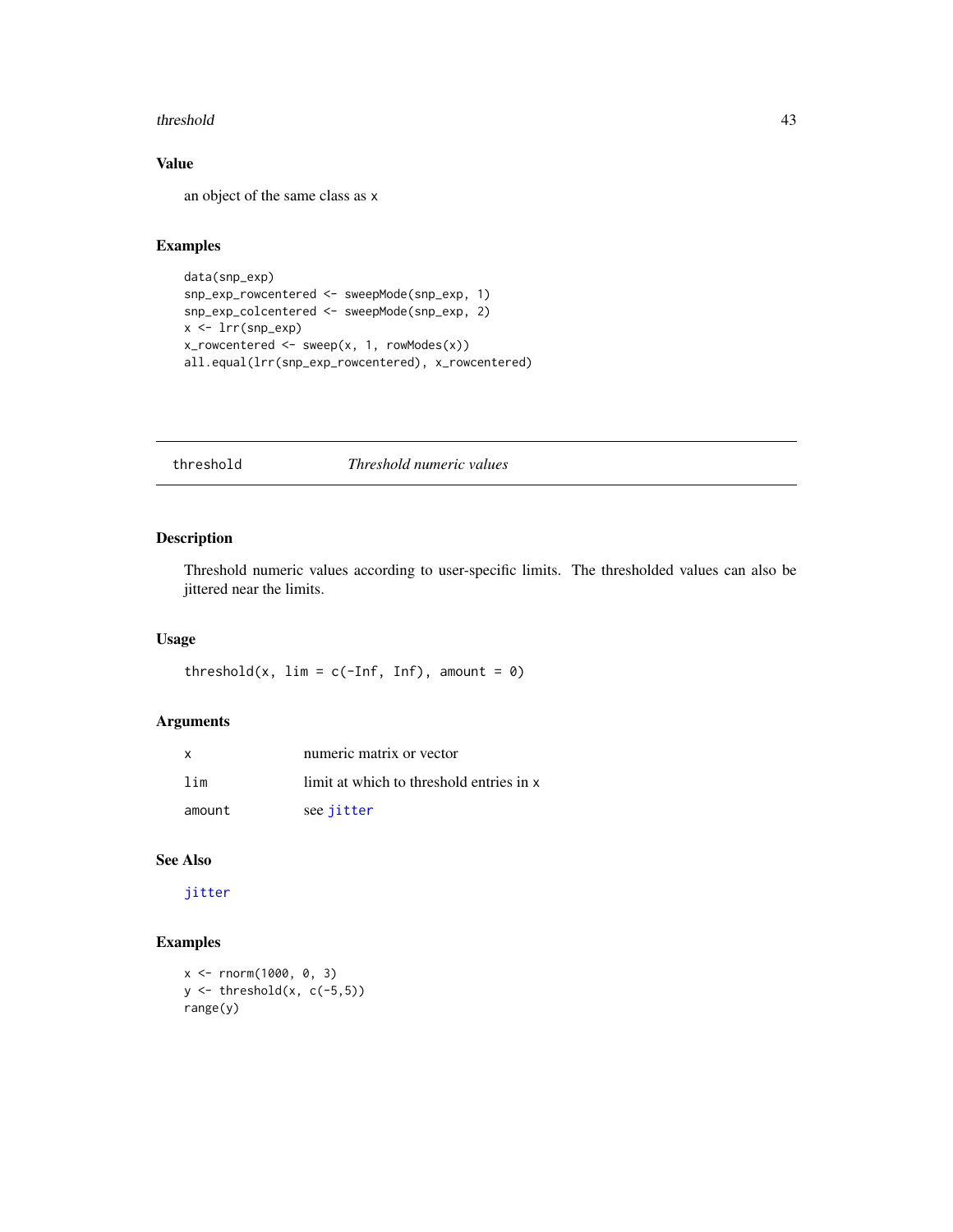## Value

an object of the same class as x

## Examples

```
data(snp_exp)
snp_exp_rowcentered <- sweepMode(snp_exp, 1)
snp_exp_colcentered <- sweepMode(snp_exp, 2)
x <- lrr(snp_exp)
x_rowcentered <- sweep(x, 1, rowModes(x))
all.equal(lrr(snp_exp_rowcentered), x_rowcentered)
```

---

# threshold — *Threshold numeric values*

## Description

Threshold numeric values according to user-specific limits. The thresholded values can also be jittered near the limits.

## Usage

```
threshold(x, lim = c(-Inf, Inf), amount = 0)
```

## Arguments

| | |
|---|---|
| x | numeric matrix or vector |
| lim | limit at which to threshold entries in x |
| amount | see jitter |

## See Also

jitter

## Examples

```
x <- rnorm(1000, 0, 3)
y <- threshold(x, c(-5,5))
range(y)
```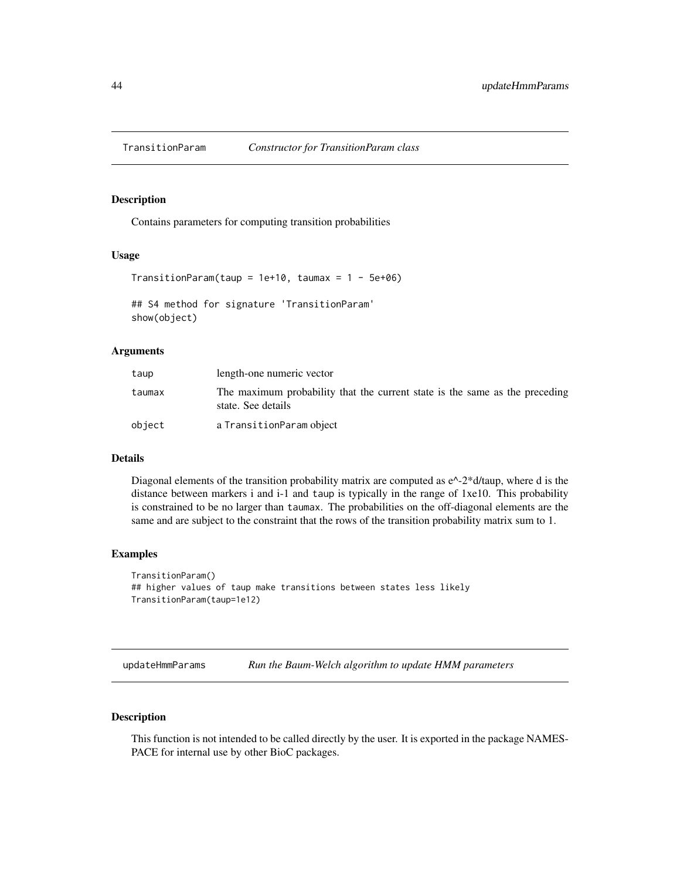# TransitionParam *Constructor for TransitionParam class*

## Description

Contains parameters for computing transition probabilities

## Usage

```
TransitionParam(taup = 1e+10, taumax = 1 - 5e+06)

## S4 method for signature 'TransitionParam'
show(object)
```

## Arguments

| | |
|---|---|
| taup | length-one numeric vector |
| taumax | The maximum probability that the current state is the same as the preceding state. See details |
| object | a TransitionParam object |

## Details

Diagonal elements of the transition probability matrix are computed as e^-2*d/taup, where d is the distance between markers i and i-1 and taup is typically in the range of 1xe10. This probability is constrained to be no larger than taumax. The probabilities on the off-diagonal elements are the same and are subject to the constraint that the rows of the transition probability matrix sum to 1.

## Examples

```
TransitionParam()
## higher values of taup make transitions between states less likely
TransitionParam(taup=1e12)
```

# updateHmmParams *Run the Baum-Welch algorithm to update HMM parameters*

## Description

This function is not intended to be called directly by the user. It is exported in the package NAMESPACE for internal use by other BioC packages.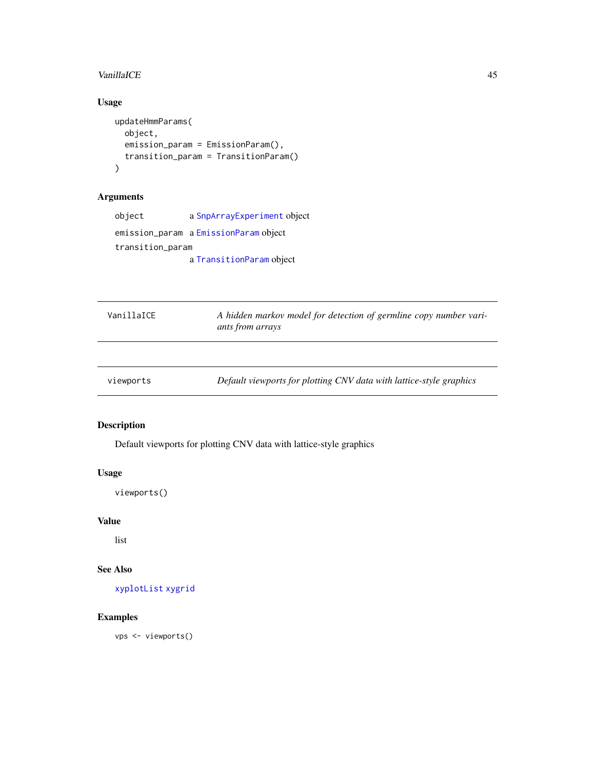## Usage

```
updateHmmParams(
  object,
  emission_param = EmissionParam(),
  transition_param = TransitionParam()
)
```

## Arguments

| | |
|---|---|
| object | a SnpArrayExperiment object |
| emission_param | a EmissionParam object |
| transition_param | a TransitionParam object |

---

VanillaICE — *A hidden markov model for detection of germline copy number variants from arrays*

---

viewports — *Default viewports for plotting CNV data with lattice-style graphics*

---

## Description

Default viewports for plotting CNV data with lattice-style graphics

## Usage

```
viewports()
```

## Value

list

## See Also

xyplotList xygrid

## Examples

```
vps <- viewports()
```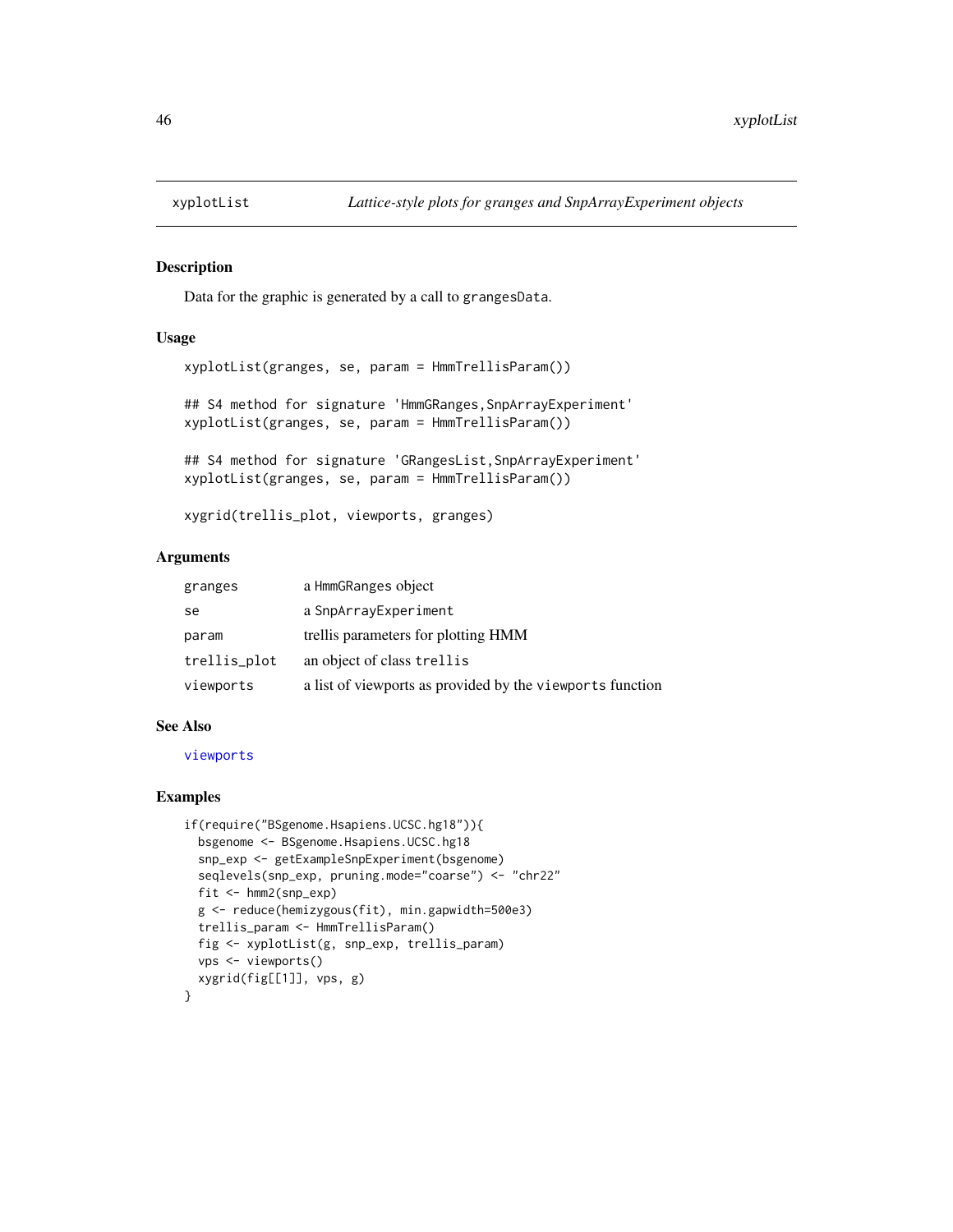xyplotList *Lattice-style plots for granges and SnpArrayExperiment objects*

## Description

Data for the graphic is generated by a call to `grangesData`.

## Usage

```
xyplotList(granges, se, param = HmmTrellisParam())

## S4 method for signature 'HmmGRanges,SnpArrayExperiment'
xyplotList(granges, se, param = HmmTrellisParam())

## S4 method for signature 'GRangesList,SnpArrayExperiment'
xyplotList(granges, se, param = HmmTrellisParam())

xygrid(trellis_plot, viewports, granges)
```

## Arguments

| | |
|---|---|
| `granges` | a `HmmGRanges` object |
| `se` | a `SnpArrayExperiment` |
| `param` | trellis parameters for plotting HMM |
| `trellis_plot` | an object of class `trellis` |
| `viewports` | a list of viewports as provided by the `viewports` function |

## See Also

`viewports`

## Examples

```
if(require("BSgenome.Hsapiens.UCSC.hg18")){
  bsgenome <- BSgenome.Hsapiens.UCSC.hg18
  snp_exp <- getExampleSnpExperiment(bsgenome)
  seqlevels(snp_exp, pruning.mode="coarse") <- "chr22"
  fit <- hmm2(snp_exp)
  g <- reduce(hemizygous(fit), min.gapwidth=500e3)
  trellis_param <- HmmTrellisParam()
  fig <- xyplotList(g, snp_exp, trellis_param)
  vps <- viewports()
  xygrid(fig[[1]], vps, g)
}
```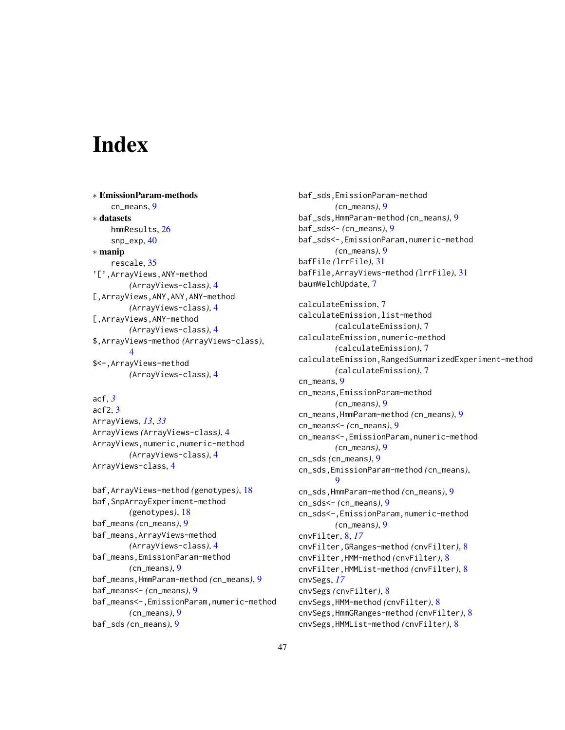# Index

∗ **EmissionParam-methods**
    cn_means, 9
∗ **datasets**
    hmmResults, 26
    snp_exp, 40
∗ **manip**
    rescale, 35
'[',ArrayViews,ANY-method
        *(ArrayViews-class)*, 4
[,ArrayViews,ANY,ANY,ANY-method
        *(ArrayViews-class)*, 4
[,ArrayViews,ANY-method
        *(ArrayViews-class)*, 4
$,ArrayViews-method *(ArrayViews-class)*,
        4
$<-,ArrayViews-method
        *(ArrayViews-class)*, 4

acf, *3*
acf2, 3
ArrayViews, *13*, *33*
ArrayViews *(ArrayViews-class)*, 4
ArrayViews,numeric,numeric-method
        *(ArrayViews-class)*, 4
ArrayViews-class, 4

baf,ArrayViews-method *(genotypes)*, 18
baf,SnpArrayExperiment-method
        *(genotypes)*, 18
baf_means *(cn_means)*, 9
baf_means,ArrayViews-method
        *(ArrayViews-class)*, 4
baf_means,EmissionParam-method
        *(cn_means)*, 9
baf_means,HmmParam-method *(cn_means)*, 9
baf_means<- *(cn_means)*, 9
baf_means<-,EmissionParam,numeric-method
        *(cn_means)*, 9
baf_sds *(cn_means)*, 9
baf_sds,EmissionParam-method
        *(cn_means)*, 9
baf_sds,HmmParam-method *(cn_means)*, 9
baf_sds<- *(cn_means)*, 9
baf_sds<-,EmissionParam,numeric-method
        *(cn_means)*, 9
bafFile *(lrrFile)*, 31
bafFile,ArrayViews-method *(lrrFile)*, 31
baumWelchUpdate, 7

calculateEmission, 7
calculateEmission,list-method
        *(calculateEmission)*, 7
calculateEmission,numeric-method
        *(calculateEmission)*, 7
calculateEmission,RangedSummarizedExperiment-method
        *(calculateEmission)*, 7
cn_means, 9
cn_means,EmissionParam-method
        *(cn_means)*, 9
cn_means,HmmParam-method *(cn_means)*, 9
cn_means<- *(cn_means)*, 9
cn_means<-,EmissionParam,numeric-method
        *(cn_means)*, 9
cn_sds *(cn_means)*, 9
cn_sds,EmissionParam-method *(cn_means)*,
        9
cn_sds,HmmParam-method *(cn_means)*, 9
cn_sds<- *(cn_means)*, 9
cn_sds<-,EmissionParam,numeric-method
        *(cn_means)*, 9
cnvFilter, 8, *17*
cnvFilter,GRanges-method *(cnvFilter)*, 8
cnvFilter,HMM-method *(cnvFilter)*, 8
cnvFilter,HMMList-method *(cnvFilter)*, 8
cnvSegs, *17*
cnvSegs *(cnvFilter)*, 8
cnvSegs,HMM-method *(cnvFilter)*, 8
cnvSegs,HmmGRanges-method *(cnvFilter)*, 8
cnvSegs,HMMList-method *(cnvFilter)*, 8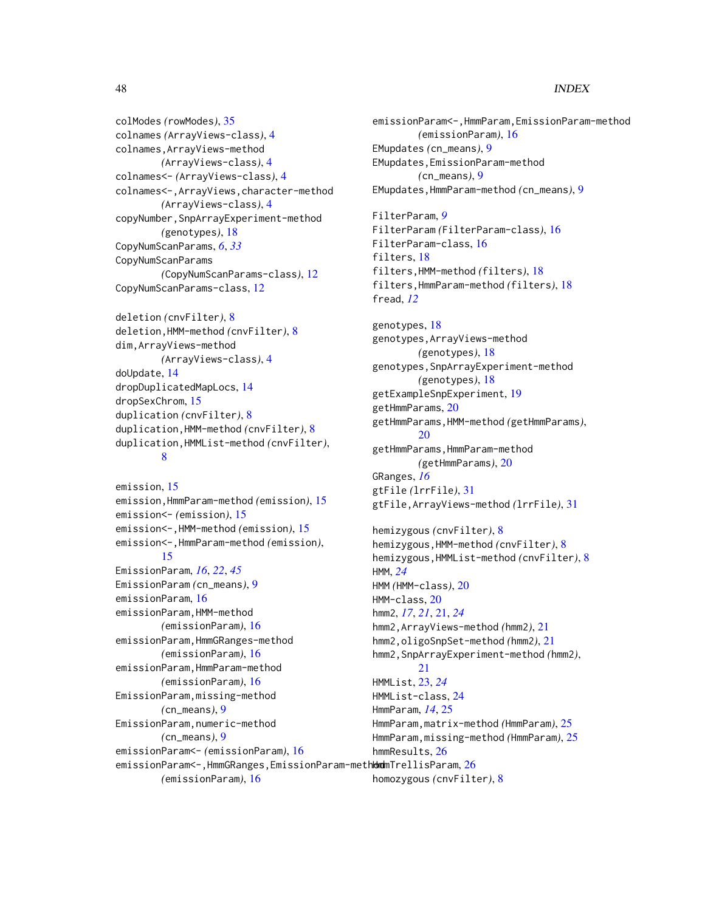colModes *(rowModes)*, 35
colnames *(ArrayViews-class)*, 4
colnames,ArrayViews-method *(ArrayViews-class)*, 4
colnames<- *(ArrayViews-class)*, 4
colnames<-,ArrayViews,character-method *(ArrayViews-class)*, 4
copyNumber,SnpArrayExperiment-method *(genotypes)*, 18
CopyNumScanParams, *6*, *33*
CopyNumScanParams *(CopyNumScanParams-class)*, 12
CopyNumScanParams-class, 12

deletion *(cnvFilter)*, 8
deletion,HMM-method *(cnvFilter)*, 8
dim,ArrayViews-method *(ArrayViews-class)*, 4
doUpdate, 14
dropDuplicatedMapLocs, 14
dropSexChrom, 15
duplication *(cnvFilter)*, 8
duplication,HMM-method *(cnvFilter)*, 8
duplication,HMMList-method *(cnvFilter)*, 8

emission, 15
emission,HmmParam-method *(emission)*, 15
emission<- *(emission)*, 15
emission<-,HMM-method *(emission)*, 15
emission<-,HmmParam-method *(emission)*, 15
EmissionParam, *16*, *22*, *45*
EmissionParam *(cn_means)*, 9
emissionParam, 16
emissionParam,HMM-method *(emissionParam)*, 16
emissionParam,HmmGRanges-method *(emissionParam)*, 16
emissionParam,HmmParam-method *(emissionParam)*, 16
EmissionParam,missing-method *(cn_means)*, 9
EmissionParam,numeric-method *(cn_means)*, 9
emissionParam<- *(emissionParam)*, 16
emissionParam<-,HmmGRanges,EmissionParam-method *(emissionParam)*, 16
emissionParam<-,HmmParam,EmissionParam-method *(emissionParam)*, 16
EMupdates *(cn_means)*, 9
EMupdates,EmissionParam-method *(cn_means)*, 9
EMupdates,HmmParam-method *(cn_means)*, 9

FilterParam, *9*
FilterParam *(FilterParam-class)*, 16
FilterParam-class, 16
filters, 18
filters,HMM-method *(filters)*, 18
filters,HmmParam-method *(filters)*, 18
fread, *12*

genotypes, 18
genotypes,ArrayViews-method *(genotypes)*, 18
genotypes,SnpArrayExperiment-method *(genotypes)*, 18
getExampleSnpExperiment, 19
getHmmParams, 20
getHmmParams,HMM-method *(getHmmParams)*, 20
getHmmParams,HmmParam-method *(getHmmParams)*, 20
GRanges, *16*
gtFile *(lrrFile)*, 31
gtFile,ArrayViews-method *(lrrFile)*, 31

hemizygous *(cnvFilter)*, 8
hemizygous,HMM-method *(cnvFilter)*, 8
hemizygous,HMMList-method *(cnvFilter)*, 8
HMM, *24*
HMM *(HMM-class)*, 20
HMM-class, 20
hmm2, *17*, *21*, 21, *24*
hmm2,ArrayViews-method *(hmm2)*, 21
hmm2,oligoSnpSet-method *(hmm2)*, 21
hmm2,SnpArrayExperiment-method *(hmm2)*, 21
HMMList, 23, *24*
HMMList-class, 24
HmmParam, *14*, 25
HmmParam,matrix-method *(HmmParam)*, 25
HmmParam,missing-method *(HmmParam)*, 25
hmmResults, 26
HmmTrellisParam, 26
homozygous *(cnvFilter)*, 8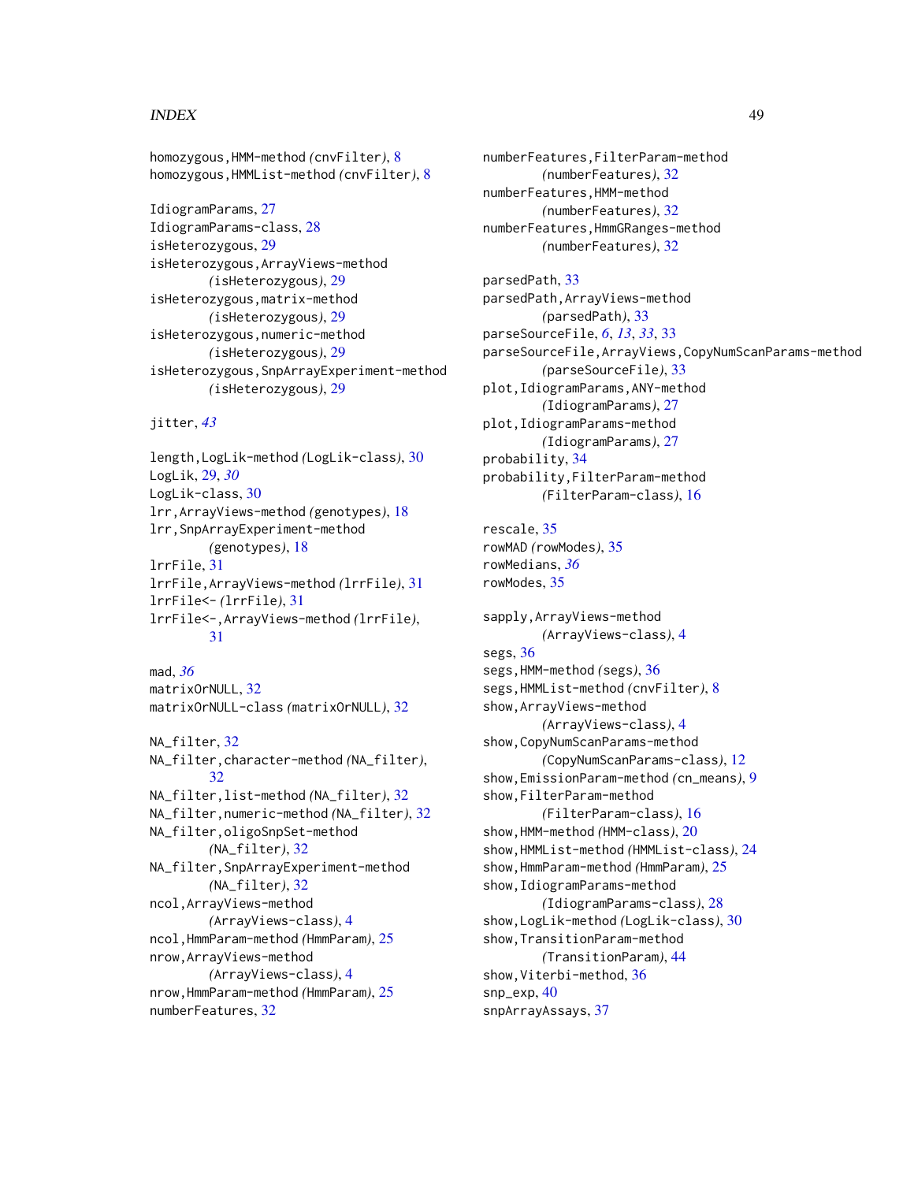homozygous,HMM-method *(cnvFilter)*, 8
homozygous,HMMList-method *(cnvFilter)*, 8

IdiogramParams, 27
IdiogramParams-class, 28
isHeterozygous, 29
isHeterozygous,ArrayViews-method *(isHeterozygous)*, 29
isHeterozygous,matrix-method *(isHeterozygous)*, 29
isHeterozygous,numeric-method *(isHeterozygous)*, 29
isHeterozygous,SnpArrayExperiment-method *(isHeterozygous)*, 29

jitter, *43*

length,LogLik-method *(LogLik-class)*, 30
LogLik, 29, *30*
LogLik-class, 30
lrr,ArrayViews-method *(genotypes)*, 18
lrr,SnpArrayExperiment-method *(genotypes)*, 18
lrrFile, 31
lrrFile,ArrayViews-method *(lrrFile)*, 31
lrrFile<- *(lrrFile)*, 31
lrrFile<-,ArrayViews-method *(lrrFile)*, 31

mad, *36*
matrixOrNULL, 32
matrixOrNULL-class *(matrixOrNULL)*, 32

NA_filter, 32
NA_filter,character-method *(NA_filter)*, 32
NA_filter,list-method *(NA_filter)*, 32
NA_filter,numeric-method *(NA_filter)*, 32
NA_filter,oligoSnpSet-method *(NA_filter)*, 32
NA_filter,SnpArrayExperiment-method *(NA_filter)*, 32
ncol,ArrayViews-method *(ArrayViews-class)*, 4
ncol,HmmParam-method *(HmmParam)*, 25
nrow,ArrayViews-method *(ArrayViews-class)*, 4
nrow,HmmParam-method *(HmmParam)*, 25
numberFeatures, 32
numberFeatures,FilterParam-method *(numberFeatures)*, 32
numberFeatures,HMM-method *(numberFeatures)*, 32
numberFeatures,HmmGRanges-method *(numberFeatures)*, 32

parsedPath, 33
parsedPath,ArrayViews-method *(parsedPath)*, 33
parseSourceFile, *6*, *13*, *33*, 33
parseSourceFile,ArrayViews,CopyNumScanParams-method *(parseSourceFile)*, 33
plot,IdiogramParams,ANY-method *(IdiogramParams)*, 27
plot,IdiogramParams-method *(IdiogramParams)*, 27
probability, 34
probability,FilterParam-method *(FilterParam-class)*, 16

rescale, 35
rowMAD *(rowModes)*, 35
rowMedians, *36*
rowModes, 35

sapply,ArrayViews-method *(ArrayViews-class)*, 4
segs, 36
segs,HMM-method *(segs)*, 36
segs,HMMList-method *(cnvFilter)*, 8
show,ArrayViews-method *(ArrayViews-class)*, 4
show,CopyNumScanParams-method *(CopyNumScanParams-class)*, 12
show,EmissionParam-method *(cn_means)*, 9
show,FilterParam-method *(FilterParam-class)*, 16
show,HMM-method *(HMM-class)*, 20
show,HMMList-method *(HMMList-class)*, 24
show,HmmParam-method *(HmmParam)*, 25
show,IdiogramParams-method *(IdiogramParams-class)*, 28
show,LogLik-method *(LogLik-class)*, 30
show,TransitionParam-method *(TransitionParam)*, 44
show,Viterbi-method, 36
snp_exp, 40
snpArrayAssays, 37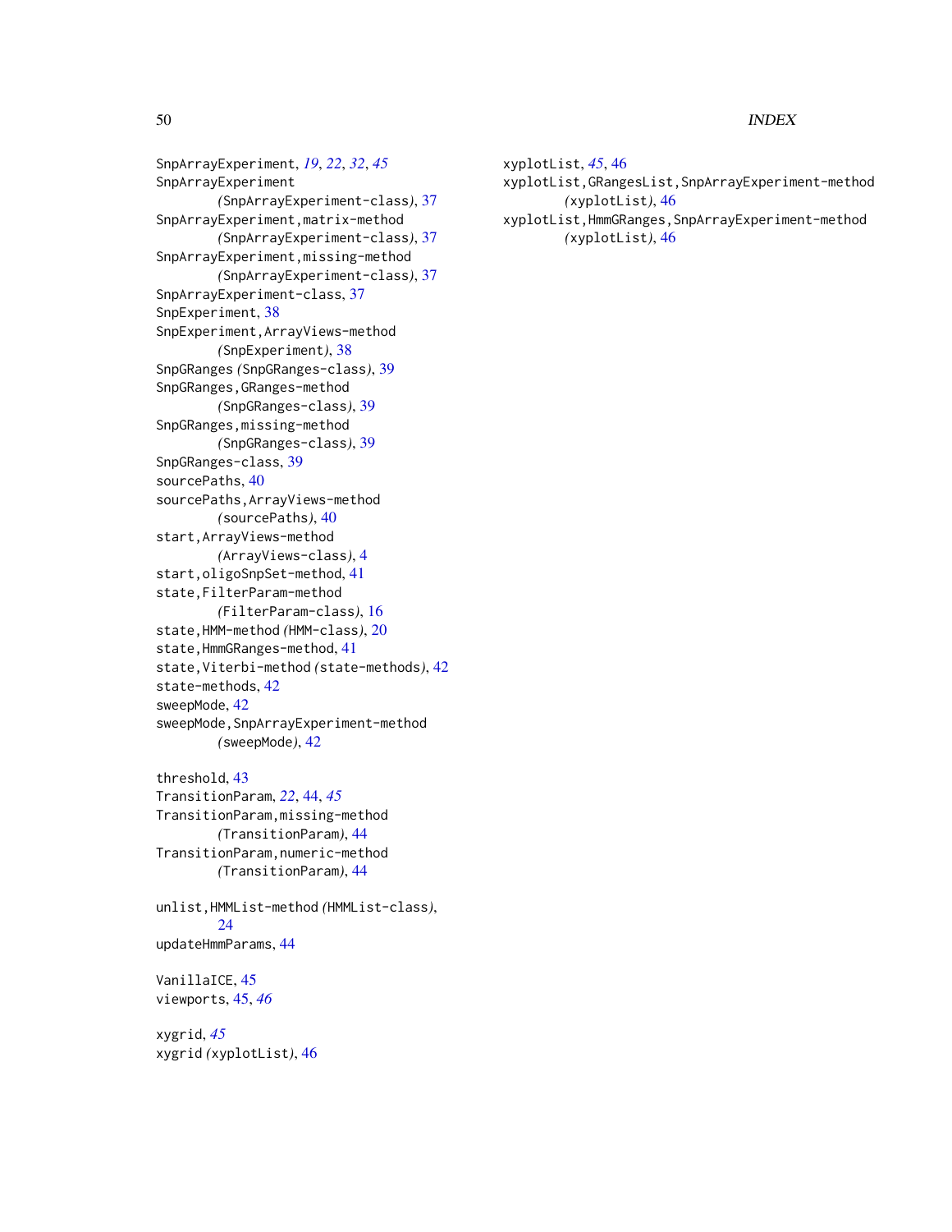SnpArrayExperiment, *19*, *22*, *32*, *45*
SnpArrayExperiment
    *(*SnpArrayExperiment-class*)*, 37
SnpArrayExperiment,matrix-method
    *(*SnpArrayExperiment-class*)*, 37
SnpArrayExperiment,missing-method
    *(*SnpArrayExperiment-class*)*, 37
SnpArrayExperiment-class, 37
SnpExperiment, 38
SnpExperiment,ArrayViews-method
    *(*SnpExperiment*)*, 38
SnpGRanges *(*SnpGRanges-class*)*, 39
SnpGRanges,GRanges-method
    *(*SnpGRanges-class*)*, 39
SnpGRanges,missing-method
    *(*SnpGRanges-class*)*, 39
SnpGRanges-class, 39
sourcePaths, 40
sourcePaths,ArrayViews-method
    *(*sourcePaths*)*, 40
start,ArrayViews-method
    *(*ArrayViews-class*)*, 4
start,oligoSnpSet-method, 41
state,FilterParam-method
    *(*FilterParam-class*)*, 16
state,HMM-method *(*HMM-class*)*, 20
state,HmmGRanges-method, 41
state,Viterbi-method *(*state-methods*)*, 42
state-methods, 42
sweepMode, 42
sweepMode,SnpArrayExperiment-method
    *(*sweepMode*)*, 42

threshold, 43
TransitionParam, *22*, 44, *45*
TransitionParam,missing-method
    *(*TransitionParam*)*, 44
TransitionParam,numeric-method
    *(*TransitionParam*)*, 44

unlist,HMMList-method *(*HMMList-class*)*,
    24
updateHmmParams, 44

VanillaICE, 45
viewports, 45, *46*

xygrid, *45*
xygrid *(*xyplotList*)*, 46
xyplotList, *45*, 46
xyplotList,GRangesList,SnpArrayExperiment-method
    *(*xyplotList*)*, 46
xyplotList,HmmGRanges,SnpArrayExperiment-method
    *(*xyplotList*)*, 46